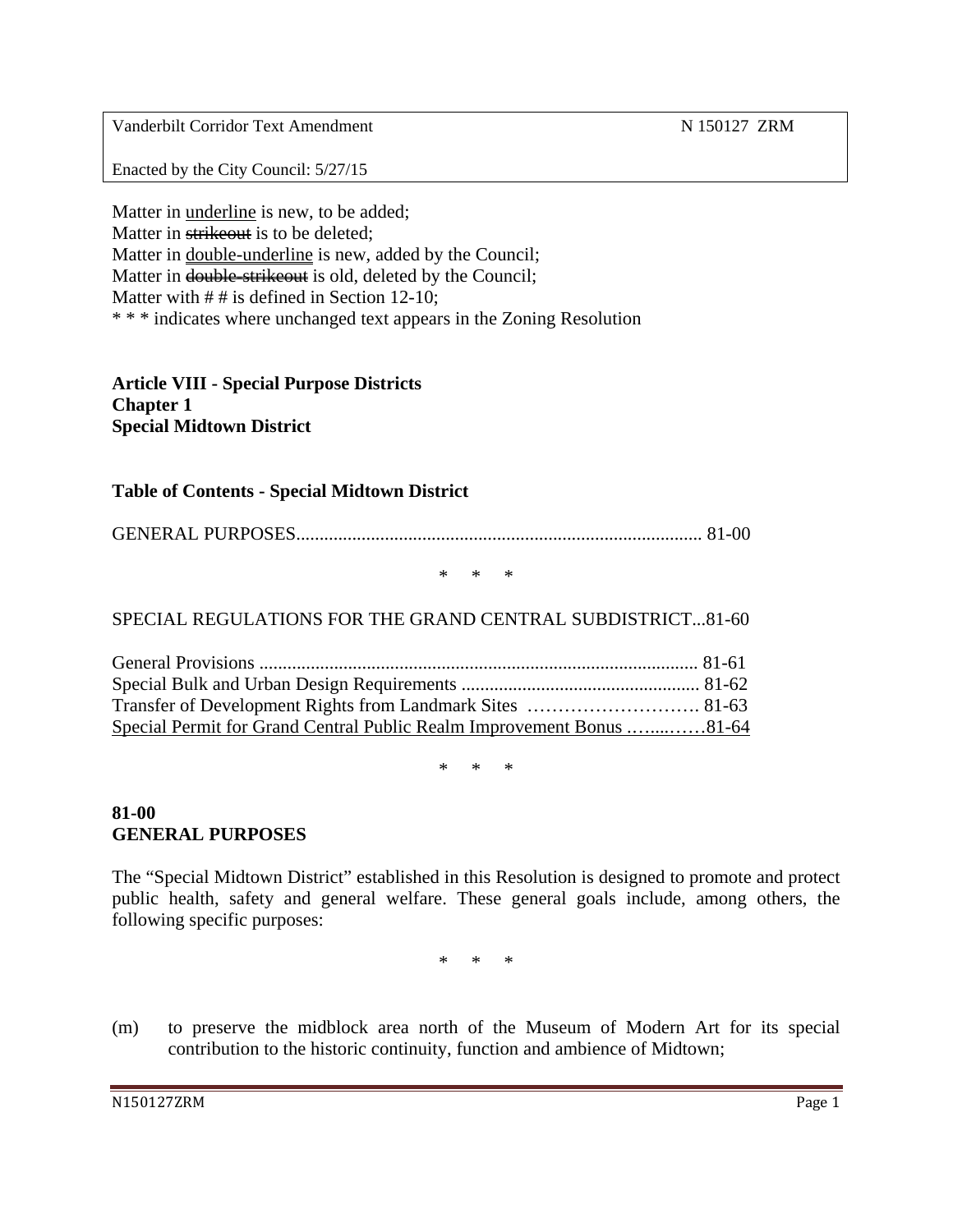Vanderbilt Corridor Text Amendment N 150127 ZRM

Enacted by the City Council: 5/27/15

Matter in <u>underline</u> is new, to be added;
Matter in ~~strikeout~~ is to be deleted;
Matter in <u><u>double-underline</u></u> is new, added by the Council;
Matter in ~~double-strikeout~~ is old, deleted by the Council;
Matter with # # is defined in Section 12-10;
* * * indicates where unchanged text appears in the Zoning Resolution

**Article VIII - Special Purpose Districts**
**Chapter 1**
**Special Midtown District**

**Table of Contents - Special Midtown District**

GENERAL PURPOSES...................................................................................... 81-00

\* \* \*

SPECIAL REGULATIONS FOR THE GRAND CENTRAL SUBDISTRICT...81-60

General Provisions ............................................................................................ 81-61
Special Bulk and Urban Design Requirements .................................................. 81-62
Transfer of Development Rights from Landmark Sites ………………………. 81-63
<u>Special Permit for Grand Central Public Realm Improvement Bonus ……..……81-64</u>

\* \* \*

## 81-00
## GENERAL PURPOSES

The "Special Midtown District" established in this Resolution is designed to promote and protect public health, safety and general welfare. These general goals include, among others, the following specific purposes:

\* \* \*

(m) to preserve the midblock area north of the Museum of Modern Art for its special contribution to the historic continuity, function and ambience of Midtown;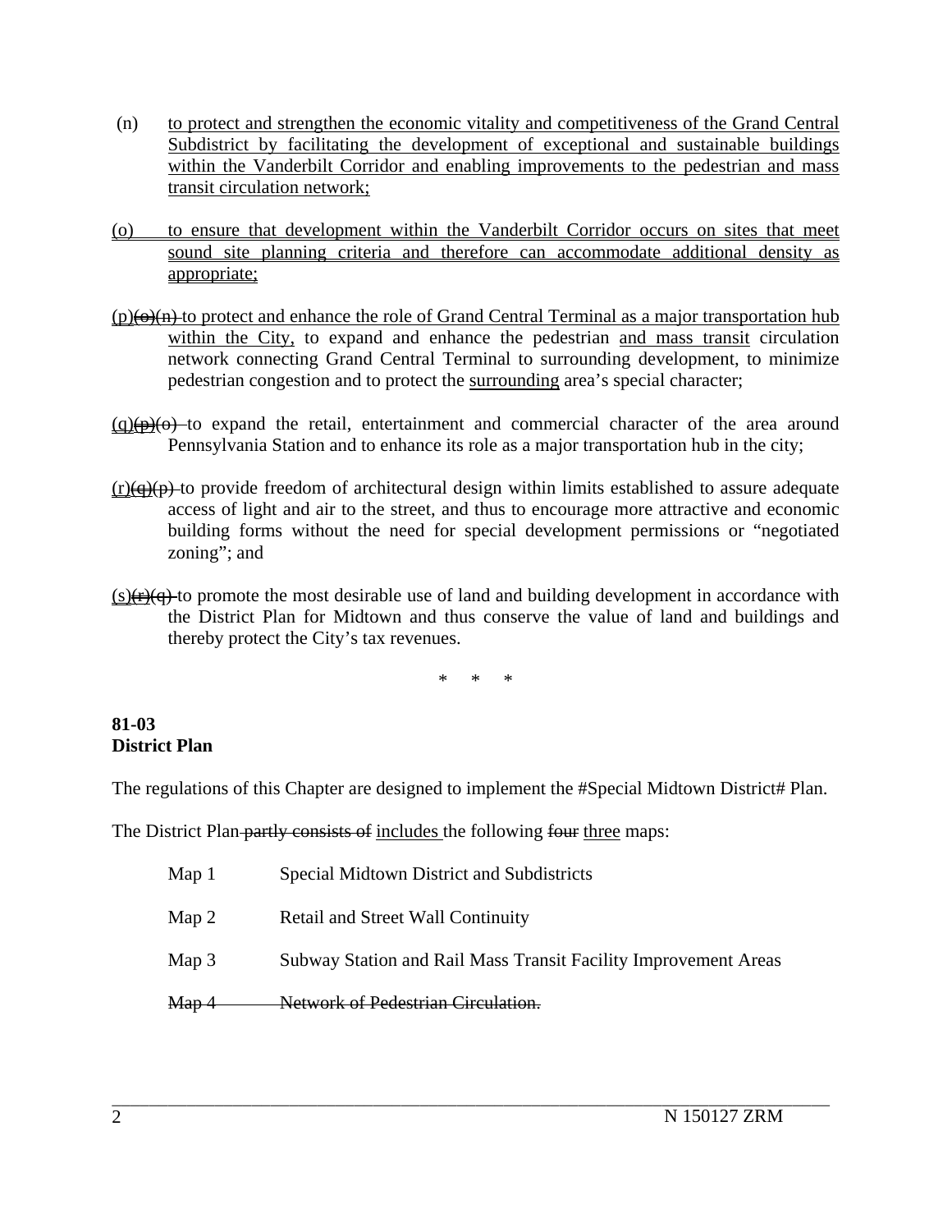(n) to protect and strengthen the economic vitality and competitiveness of the Grand Central Subdistrict by facilitating the development of exceptional and sustainable buildings within the Vanderbilt Corridor and enabling improvements to the pedestrian and mass transit circulation network;

(o) to ensure that development within the Vanderbilt Corridor occurs on sites that meet sound site planning criteria and therefore can accommodate additional density as appropriate;

(p)~~(o)(n)~~ to protect and enhance the role of Grand Central Terminal as a major transportation hub within the City, to expand and enhance the pedestrian and mass transit circulation network connecting Grand Central Terminal to surrounding development, to minimize pedestrian congestion and to protect the surrounding area's special character;

(q)~~(p)(o)~~ to expand the retail, entertainment and commercial character of the area around Pennsylvania Station and to enhance its role as a major transportation hub in the city;

(r)~~(q)(p)~~ to provide freedom of architectural design within limits established to assure adequate access of light and air to the street, and thus to encourage more attractive and economic building forms without the need for special development permissions or "negotiated zoning"; and

(s)~~(r)(q)~~ to promote the most desirable use of land and building development in accordance with the District Plan for Midtown and thus conserve the value of land and buildings and thereby protect the City's tax revenues.

\* \* \*

**81-03**
**District Plan**

The regulations of this Chapter are designed to implement the #Special Midtown District# Plan.

The District Plan ~~partly consists of~~ includes the following ~~four~~ three maps:

Map 1 Special Midtown District and Subdistricts

Map 2 Retail and Street Wall Continuity

Map 3 Subway Station and Rail Mass Transit Facility Improvement Areas

~~Map 4 Network of Pedestrian Circulation.~~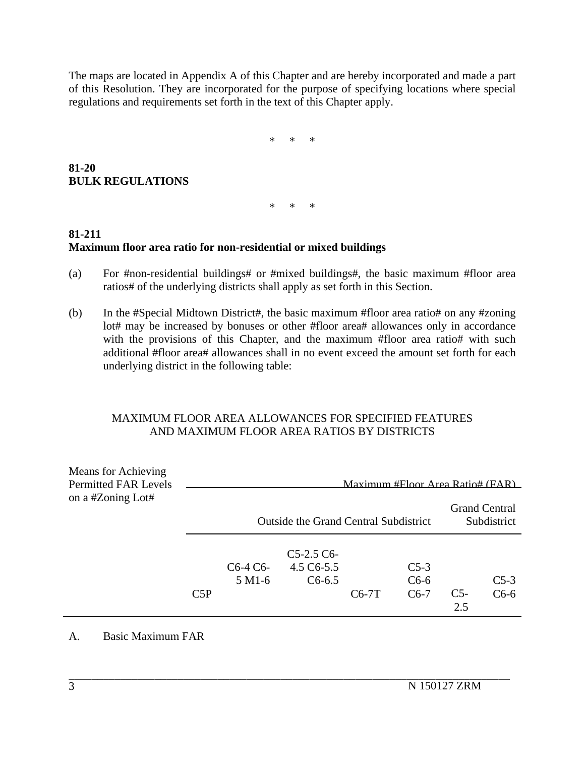The maps are located in Appendix A of this Chapter and are hereby incorporated and made a part of this Resolution. They are incorporated for the purpose of specifying locations where special regulations and requirements set forth in the text of this Chapter apply.

\* \* \*

**81-20**
**BULK REGULATIONS**

\* \* \*

**81-211**
**Maximum floor area ratio for non-residential or mixed buildings**

(a) For #non-residential buildings# or #mixed buildings#, the basic maximum #floor area ratios# of the underlying districts shall apply as set forth in this Section.

(b) In the #Special Midtown District#, the basic maximum #floor area ratio# on any #zoning lot# may be increased by bonuses or other #floor area# allowances only in accordance with the provisions of this Chapter, and the maximum #floor area ratio# with such additional #floor area# allowances shall in no event exceed the amount set forth for each underlying district in the following table:

MAXIMUM FLOOR AREA ALLOWANCES FOR SPECIFIED FEATURES AND MAXIMUM FLOOR AREA RATIOS BY DISTRICTS

| Means for Achieving Permitted FAR Levels on a #Zoning Lot# | Maximum #Floor Area Ratio# (FAR) | | | | | | |
|---|---|---|---|---|---|---|---|
| | Outside the Grand Central Subdistrict | | | | | Grand Central Subdistrict | |
| | C5P | C6-4 C6-5 M1-6 | C5-2.5 C6-4.5 C6-5.5 C6-6.5 | C6-7T | C5-3 C6-6 C6-7 | C5-2.5 | C5-3 C6-6 |
| A. Basic Maximum FAR | | | | | | | |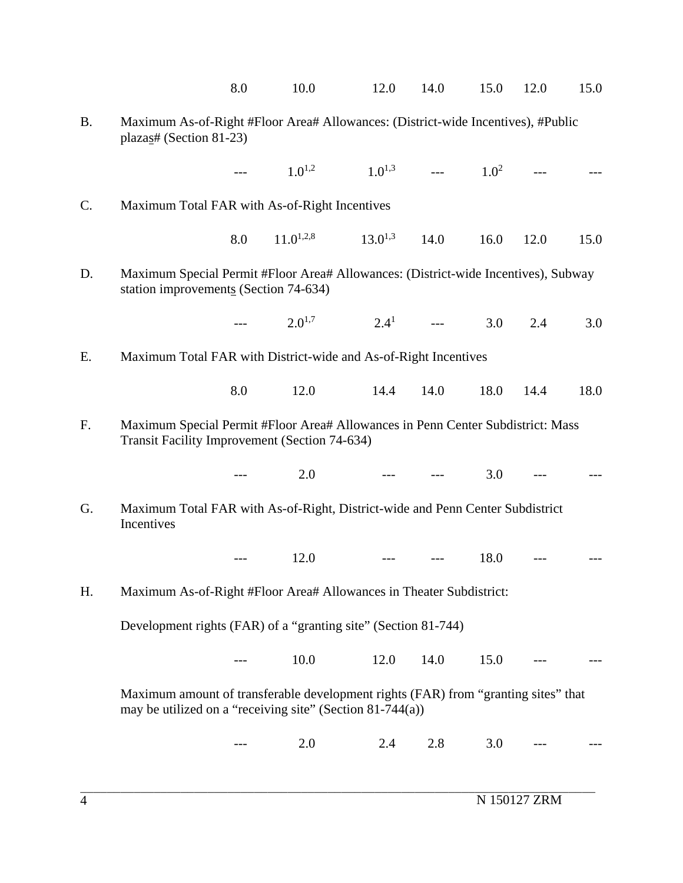| | | | | | | | |
|---|---|---|---|---|---|---|---|
| | 8.0 | 10.0 | 12.0 | 14.0 | 15.0 | 12.0 | 15.0 |
| B. Maximum As-of-Right #Floor Area# Allowances: (District-wide Incentives), #Public plazas# (Section 81-23) | | | | | | | |
| | --- | 1.0[1,2] | 1.0[1,3] | --- | 1.0[2] | --- | --- |
| C. Maximum Total FAR with As-of-Right Incentives | | | | | | | |
| | 8.0 | 11.0[1,2,8] | 13.0[1,3] | 14.0 | 16.0 | 12.0 | 15.0 |
| D. Maximum Special Permit #Floor Area# Allowances: (District-wide Incentives), Subway station improvements (Section 74-634) | | | | | | | |
| | --- | 2.0[1,7] | 2.4[1] | --- | 3.0 | 2.4 | 3.0 |
| E. Maximum Total FAR with District-wide and As-of-Right Incentives | | | | | | | |
| | 8.0 | 12.0 | 14.4 | 14.0 | 18.0 | 14.4 | 18.0 |
| F. Maximum Special Permit #Floor Area# Allowances in Penn Center Subdistrict: Mass Transit Facility Improvement (Section 74-634) | | | | | | | |
| | --- | 2.0 | --- | --- | 3.0 | --- | --- |
| G. Maximum Total FAR with As-of-Right, District-wide and Penn Center Subdistrict Incentives | | | | | | | |
| | --- | 12.0 | --- | --- | 18.0 | --- | --- |
| H. Maximum As-of-Right #Floor Area# Allowances in Theater Subdistrict: | | | | | | | |
| Development rights (FAR) of a "granting site" (Section 81-744) | | | | | | | |
| | --- | 10.0 | 12.0 | 14.0 | 15.0 | --- | --- |
| Maximum amount of transferable development rights (FAR) from "granting sites" that may be utilized on a "receiving site" (Section 81-744(a)) | | | | | | | |
| | --- | 2.0 | 2.4 | 2.8 | 3.0 | --- | --- |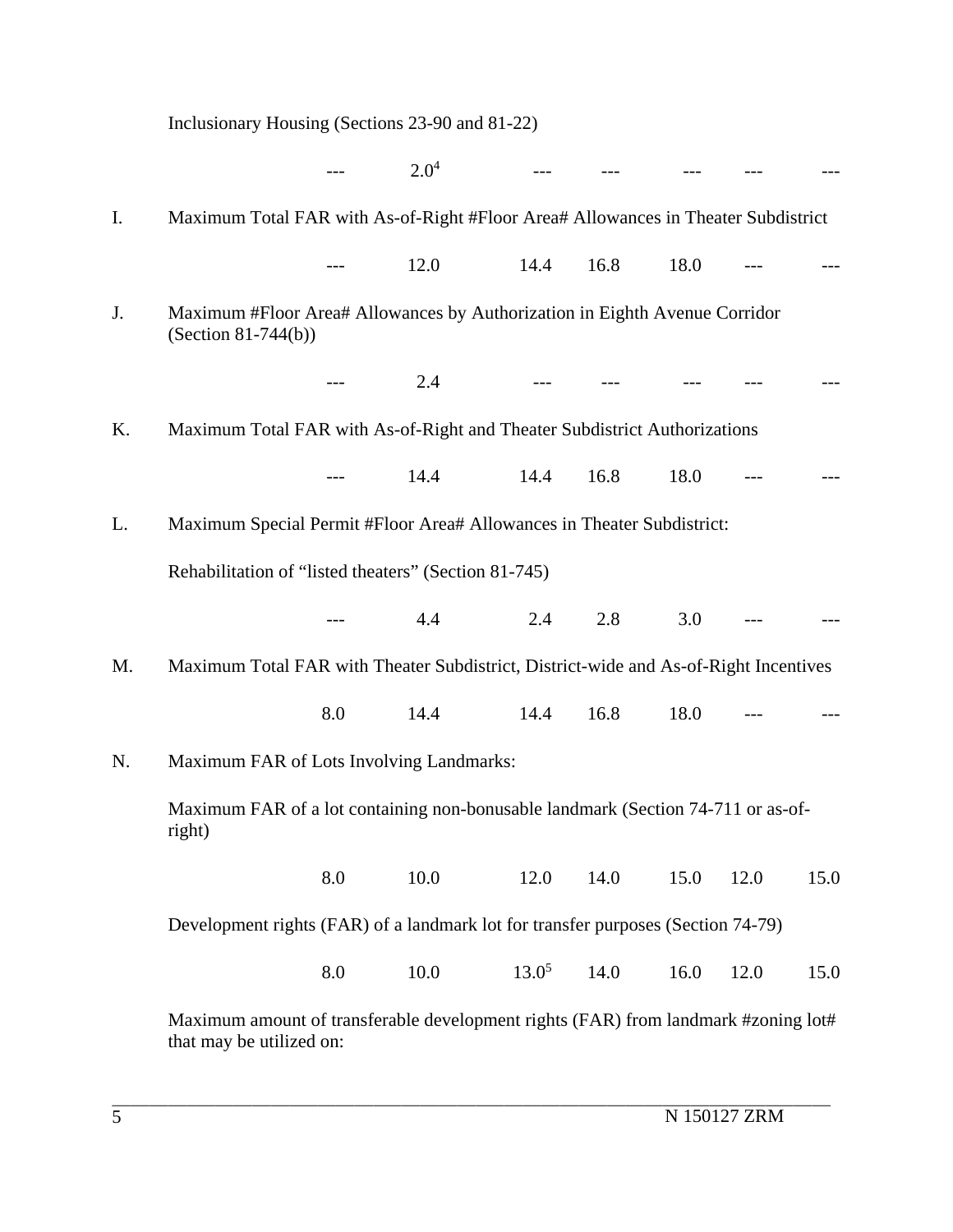Inclusionary Housing (Sections 23-90 and 81-22)

| --- | 2.0[4] | --- | --- | --- | --- | --- |
|---|---|---|---|---|---|---|

I. Maximum Total FAR with As-of-Right #Floor Area# Allowances in Theater Subdistrict

| --- | 12.0 | 14.4 | 16.8 | 18.0 | --- | --- |
|---|---|---|---|---|---|---|

J. Maximum #Floor Area# Allowances by Authorization in Eighth Avenue Corridor (Section 81-744(b))

| --- | 2.4 | --- | --- | --- | --- | --- |
|---|---|---|---|---|---|---|

K. Maximum Total FAR with As-of-Right and Theater Subdistrict Authorizations

| --- | 14.4 | 14.4 | 16.8 | 18.0 | --- | --- |
|---|---|---|---|---|---|---|

L. Maximum Special Permit #Floor Area# Allowances in Theater Subdistrict:

Rehabilitation of "listed theaters" (Section 81-745)

| --- | 4.4 | 2.4 | 2.8 | 3.0 | --- | --- |
|---|---|---|---|---|---|---|

M. Maximum Total FAR with Theater Subdistrict, District-wide and As-of-Right Incentives

| 8.0 | 14.4 | 14.4 | 16.8 | 18.0 | --- | --- |
|---|---|---|---|---|---|---|

N. Maximum FAR of Lots Involving Landmarks:

Maximum FAR of a lot containing non-bonusable landmark (Section 74-711 or as-of-right)

| 8.0 | 10.0 | 12.0 | 14.0 | 15.0 | 12.0 | 15.0 |
|---|---|---|---|---|---|---|

Development rights (FAR) of a landmark lot for transfer purposes (Section 74-79)

| 8.0 | 10.0 | 13.0[5] | 14.0 | 16.0 | 12.0 | 15.0 |
|---|---|---|---|---|---|---|

Maximum amount of transferable development rights (FAR) from landmark #zoning lot# that may be utilized on: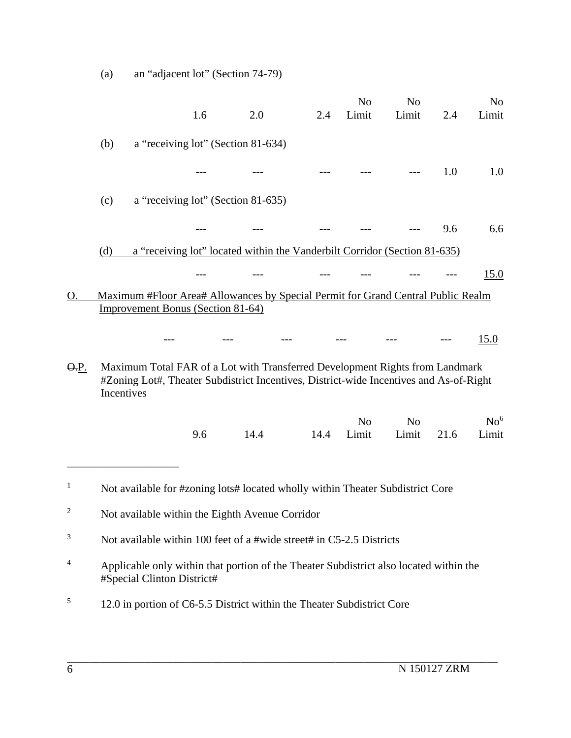| | | | | | | | |
|---|---|---|---|---|---|---|---|
| (a) an "adjacent lot" (Section 74-79) | | | | | | | |
| | 1.6 | 2.0 | 2.4 | No Limit | No Limit | 2.4 | No Limit |
| (b) a "receiving lot" (Section 81-634) | | | | | | | |
| | --- | --- | --- | --- | --- | 1.0 | 1.0 |
| (c) a "receiving lot" (Section 81-635) | | | | | | | |
| | --- | --- | --- | --- | --- | 9.6 | 6.6 |
| <u>(d) a "receiving lot" located within the Vanderbilt Corridor (Section 81-635)</u> | | | | | | | |
| | --- | --- | --- | --- | --- | --- | <u>15.0</u> |
| <u>O. Maximum #Floor Area# Allowances by Special Permit for Grand Central Public Realm Improvement Bonus (Section 81-64)</u> | | | | | | | |
| | --- | --- | --- | --- | --- | --- | <u>15.0</u> |
| ~~O.~~<u>P.</u> Maximum Total FAR of a Lot with Transferred Development Rights from Landmark #Zoning Lot#, Theater Subdistrict Incentives, District-wide Incentives and As-of-Right Incentives | | | | | | | |
| | 9.6 | 14.4 | 14.4 | No Limit | No Limit | 21.6 | No[6] Limit |

---

[1] Not available for #zoning lots# located wholly within Theater Subdistrict Core

[2] Not available within the Eighth Avenue Corridor

[3] Not available within 100 feet of a #wide street# in C5-2.5 Districts

[4] Applicable only within that portion of the Theater Subdistrict also located within the #Special Clinton District#

[5] 12.0 in portion of C6-5.5 District within the Theater Subdistrict Core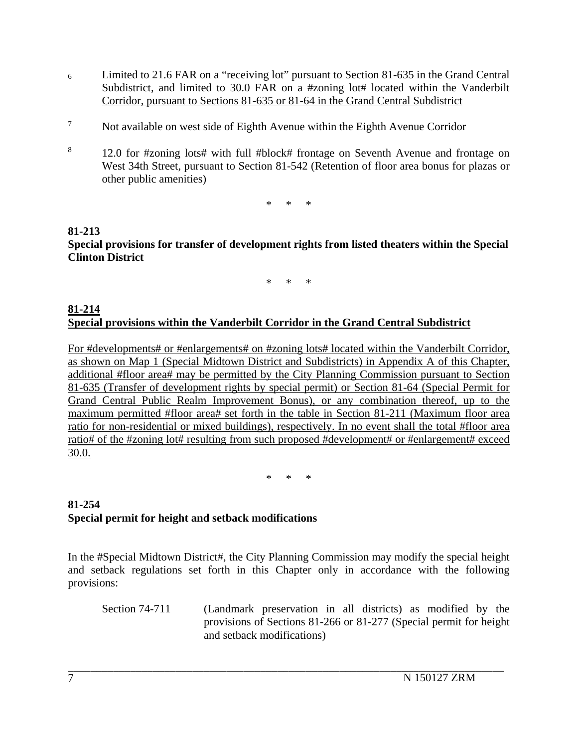6 Limited to 21.6 FAR on a “receiving lot” pursuant to Section 81-635 in the Grand Central Subdistrict<u>, and limited to 30.0 FAR on a #zoning lot# located within the Vanderbilt Corridor, pursuant to Sections 81-635 or 81-64 in the Grand Central Subdistrict</u>

7 Not available on west side of Eighth Avenue within the Eighth Avenue Corridor

8 12.0 for #zoning lots# with full #block# frontage on Seventh Avenue and frontage on West 34th Street, pursuant to Section 81-542 (Retention of floor area bonus for plazas or other public amenities)

\* \* \*

**81-213**
**Special provisions for transfer of development rights from listed theaters within the Special Clinton District**

\* \* \*

**<u>81-214</u>**
**<u>Special provisions within the Vanderbilt Corridor in the Grand Central Subdistrict</u>**

<u>For #developments# or #enlargements# on #zoning lots# located within the Vanderbilt Corridor, as shown on Map 1 (Special Midtown District and Subdistricts) in Appendix A of this Chapter, additional #floor area# may be permitted by the City Planning Commission pursuant to Section 81-635 (Transfer of development rights by special permit) or Section 81-64 (Special Permit for Grand Central Public Realm Improvement Bonus), or any combination thereof, up to the maximum permitted #floor area# set forth in the table in Section 81-211 (Maximum floor area ratio for non-residential or mixed buildings), respectively. In no event shall the total #floor area ratio# of the #zoning lot# resulting from such proposed #development# or #enlargement# exceed 30.0.</u>

\* \* \*

**81-254**
**Special permit for height and setback modifications**

In the #Special Midtown District#, the City Planning Commission may modify the special height and setback regulations set forth in this Chapter only in accordance with the following provisions:

Section 74-711 (Landmark preservation in all districts) as modified by the provisions of Sections 81-266 or 81-277 (Special permit for height and setback modifications)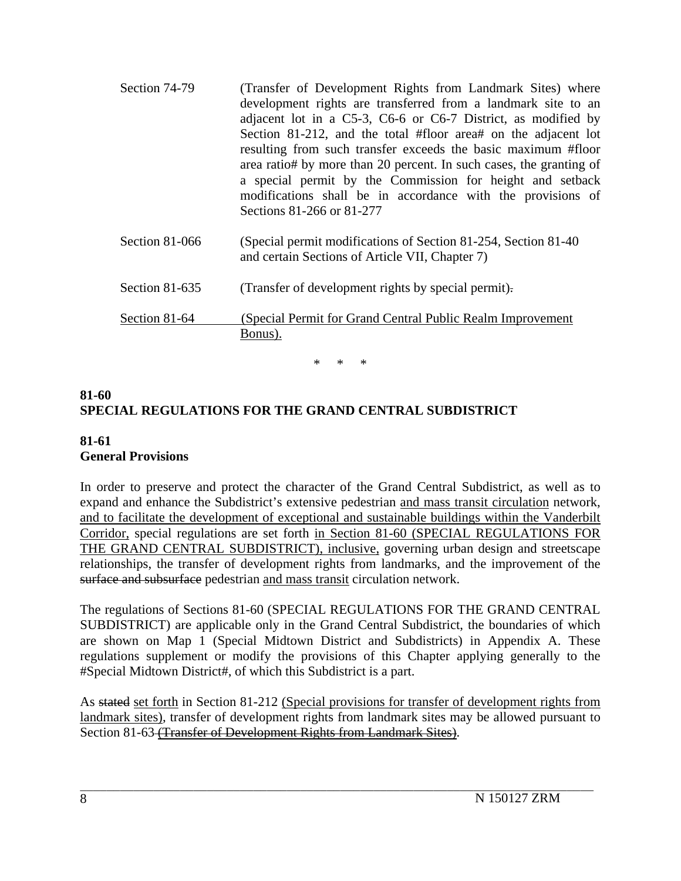| | |
|---|---|
| Section 74-79 | (Transfer of Development Rights from Landmark Sites) where development rights are transferred from a landmark site to an adjacent lot in a C5-3, C6-6 or C6-7 District, as modified by Section 81-212, and the total #floor area# on the adjacent lot resulting from such transfer exceeds the basic maximum #floor area ratio# by more than 20 percent. In such cases, the granting of a special permit by the Commission for height and setback modifications shall be in accordance with the provisions of Sections 81-266 or 81-277 |
| Section 81-066 | (Special permit modifications of Section 81-254, Section 81-40 and certain Sections of Article VII, Chapter 7) |
| Section 81-635 | (Transfer of development rights by special permit)~~.~~ |
| <u>Section 81-64</u> | <u>(Special Permit for Grand Central Public Realm Improvement Bonus).</u> |

\* \* \*

**81-60**
**SPECIAL REGULATIONS FOR THE GRAND CENTRAL SUBDISTRICT**

**81-61**
**General Provisions**

In order to preserve and protect the character of the Grand Central Subdistrict, as well as to expand and enhance the Subdistrict's extensive pedestrian <u>and mass transit circulation</u> network, <u>and to facilitate the development of exceptional and sustainable buildings within the Vanderbilt Corridor,</u> special regulations are set forth <u>in Section 81-60 (SPECIAL REGULATIONS FOR THE GRAND CENTRAL SUBDISTRICT), inclusive,</u> governing urban design and streetscape relationships, the transfer of development rights from landmarks, and the improvement of the ~~surface and subsurface~~ pedestrian <u>and mass transit</u> circulation network.

The regulations of Sections 81-60 (SPECIAL REGULATIONS FOR THE GRAND CENTRAL SUBDISTRICT) are applicable only in the Grand Central Subdistrict, the boundaries of which are shown on Map 1 (Special Midtown District and Subdistricts) in Appendix A. These regulations supplement or modify the provisions of this Chapter applying generally to the #Special Midtown District#, of which this Subdistrict is a part.

As ~~stated~~ <u>set forth</u> in Section 81-212 <u>(Special provisions for transfer of development rights from landmark sites)</u>, transfer of development rights from landmark sites may be allowed pursuant to Section 81-63 ~~(Transfer of Development Rights from Landmark Sites)~~.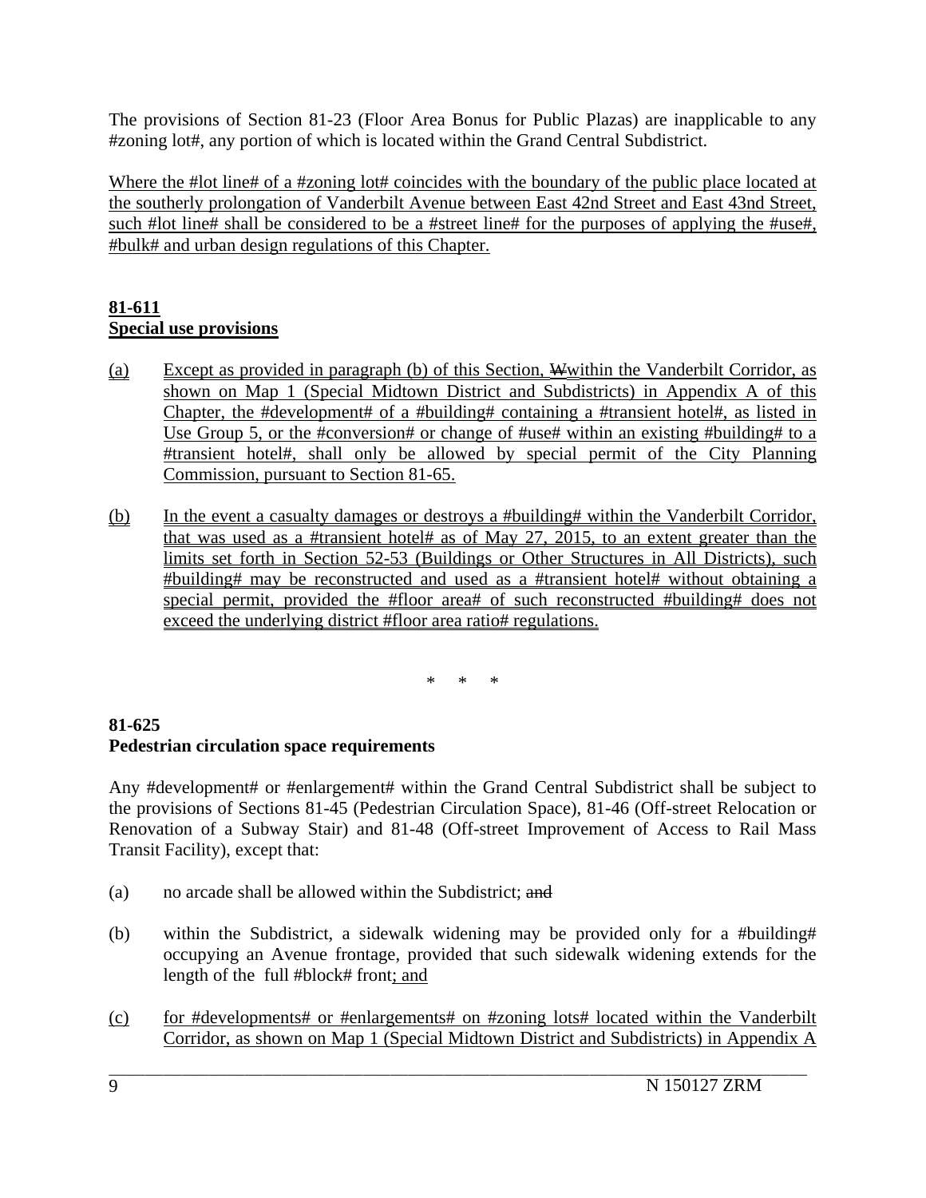The provisions of Section 81-23 (Floor Area Bonus for Public Plazas) are inapplicable to any #zoning lot#, any portion of which is located within the Grand Central Subdistrict.

Where the #lot line# of a #zoning lot# coincides with the boundary of the public place located at the southerly prolongation of Vanderbilt Avenue between East 42nd Street and East 43nd Street, such #lot line# shall be considered to be a #street line# for the purposes of applying the #use#, #bulk# and urban design regulations of this Chapter.

**81-611**
**Special use provisions**

(a) Except as provided in paragraph (b) of this Section, ~~W~~within the Vanderbilt Corridor, as shown on Map 1 (Special Midtown District and Subdistricts) in Appendix A of this Chapter, the #development# of a #building# containing a #transient hotel#, as listed in Use Group 5, or the #conversion# or change of #use# within an existing #building# to a #transient hotel#, shall only be allowed by special permit of the City Planning Commission, pursuant to Section 81-65.

(b) In the event a casualty damages or destroys a #building# within the Vanderbilt Corridor, that was used as a #transient hotel# as of May 27, 2015, to an extent greater than the limits set forth in Section 52-53 (Buildings or Other Structures in All Districts), such #building# may be reconstructed and used as a #transient hotel# without obtaining a special permit, provided the #floor area# of such reconstructed #building# does not exceed the underlying district #floor area ratio# regulations.

\* \* \*

**81-625**
**Pedestrian circulation space requirements**

Any #development# or #enlargement# within the Grand Central Subdistrict shall be subject to the provisions of Sections 81-45 (Pedestrian Circulation Space), 81-46 (Off-street Relocation or Renovation of a Subway Stair) and 81-48 (Off-street Improvement of Access to Rail Mass Transit Facility), except that:

(a) no arcade shall be allowed within the Subdistrict; ~~and~~

(b) within the Subdistrict, a sidewalk widening may be provided only for a #building# occupying an Avenue frontage, provided that such sidewalk widening extends for the length of the full #block# front; and

(c) for #developments# or #enlargements# on #zoning lots# located within the Vanderbilt Corridor, as shown on Map 1 (Special Midtown District and Subdistricts) in Appendix A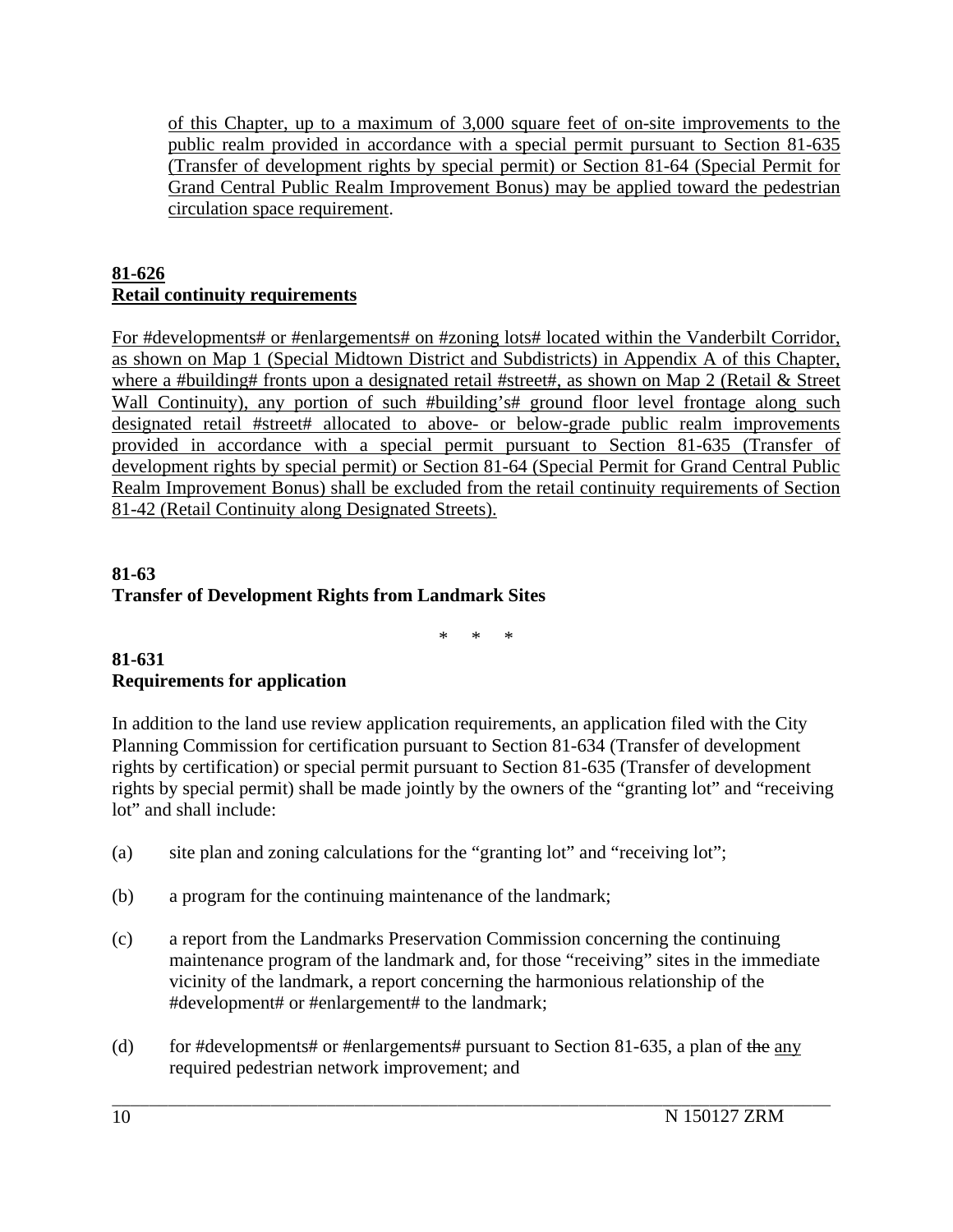of this Chapter, up to a maximum of 3,000 square feet of on-site improvements to the public realm provided in accordance with a special permit pursuant to Section 81-635 (Transfer of development rights by special permit) or Section 81-64 (Special Permit for Grand Central Public Realm Improvement Bonus) may be applied toward the pedestrian circulation space requirement.

**81-626**
**Retail continuity requirements**

For #developments# or #enlargements# on #zoning lots# located within the Vanderbilt Corridor, as shown on Map 1 (Special Midtown District and Subdistricts) in Appendix A of this Chapter, where a #building# fronts upon a designated retail #street#, as shown on Map 2 (Retail & Street Wall Continuity), any portion of such #building's# ground floor level frontage along such designated retail #street# allocated to above- or below-grade public realm improvements provided in accordance with a special permit pursuant to Section 81-635 (Transfer of development rights by special permit) or Section 81-64 (Special Permit for Grand Central Public Realm Improvement Bonus) shall be excluded from the retail continuity requirements of Section 81-42 (Retail Continuity along Designated Streets).

**81-63**
**Transfer of Development Rights from Landmark Sites**

\* \* \*

**81-631**
**Requirements for application**

In addition to the land use review application requirements, an application filed with the City Planning Commission for certification pursuant to Section 81-634 (Transfer of development rights by certification) or special permit pursuant to Section 81-635 (Transfer of development rights by special permit) shall be made jointly by the owners of the "granting lot" and "receiving lot" and shall include:

(a) site plan and zoning calculations for the "granting lot" and "receiving lot";

(b) a program for the continuing maintenance of the landmark;

(c) a report from the Landmarks Preservation Commission concerning the continuing maintenance program of the landmark and, for those "receiving" sites in the immediate vicinity of the landmark, a report concerning the harmonious relationship of the #development# or #enlargement# to the landmark;

(d) for #developments# or #enlargements# pursuant to Section 81-635, a plan of ~~the~~ any required pedestrian network improvement; and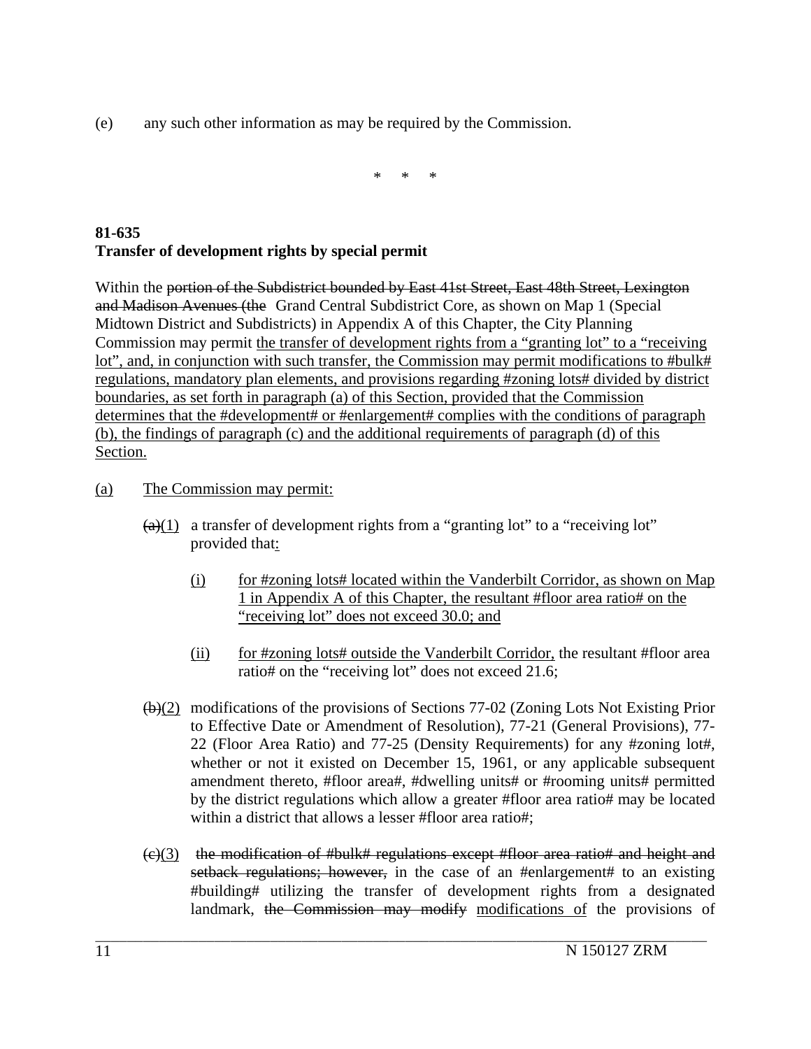(e) any such other information as may be required by the Commission.

\* \* \*

**81-635**
**Transfer of development rights by special permit**

Within the ~~portion of the Subdistrict bounded by East 41st Street, East 48th Street, Lexington and Madison Avenues (the~~ Grand Central Subdistrict Core, as shown on Map 1 (Special Midtown District and Subdistricts) in Appendix A of this Chapter, the City Planning Commission may permit <u>the transfer of development rights from a "granting lot" to a "receiving lot", and, in conjunction with such transfer, the Commission may permit modifications to #bulk# regulations, mandatory plan elements, and provisions regarding #zoning lots# divided by district boundaries, as set forth in paragraph (a) of this Section, provided that the Commission determines that the #development# or #enlargement# complies with the conditions of paragraph (b), the findings of paragraph (c) and the additional requirements of paragraph (d) of this Section.</u>

<u>(a)</u> <u>The Commission may permit:</u>

~~(a)~~<u>(1)</u> a transfer of development rights from a "granting lot" to a "receiving lot" provided that<u>:</u>

<u>(i)</u> <u>for #zoning lots# located within the Vanderbilt Corridor, as shown on Map 1 in Appendix A of this Chapter, the resultant #floor area ratio# on the "receiving lot" does not exceed 30.0; and</u>

<u>(ii)</u> <u>for #zoning lots# outside the Vanderbilt Corridor,</u> the resultant #floor area ratio# on the "receiving lot" does not exceed 21.6;

~~(b)~~<u>(2)</u> modifications of the provisions of Sections 77-02 (Zoning Lots Not Existing Prior to Effective Date or Amendment of Resolution), 77-21 (General Provisions), 77-22 (Floor Area Ratio) and 77-25 (Density Requirements) for any #zoning lot#, whether or not it existed on December 15, 1961, or any applicable subsequent amendment thereto, #floor area#, #dwelling units# or #rooming units# permitted by the district regulations which allow a greater #floor area ratio# may be located within a district that allows a lesser #floor area ratio#;

~~(c)~~<u>(3)</u> ~~the modification of #bulk# regulations except #floor area ratio# and height and setback regulations; however,~~ in the case of an #enlargement# to an existing #building# utilizing the transfer of development rights from a designated landmark, ~~the Commission may modify~~ <u>modifications of</u> the provisions of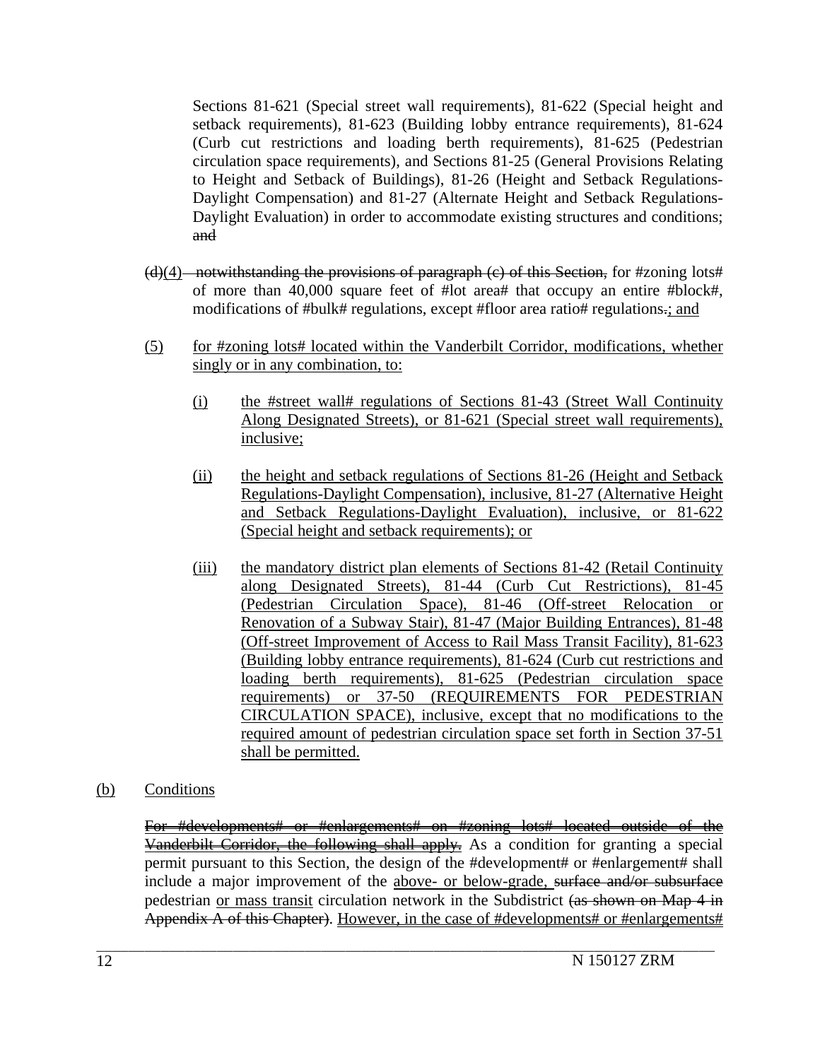Sections 81-621 (Special street wall requirements), 81-622 (Special height and setback requirements), 81-623 (Building lobby entrance requirements), 81-624 (Curb cut restrictions and loading berth requirements), 81-625 (Pedestrian circulation space requirements), and Sections 81-25 (General Provisions Relating to Height and Setback of Buildings), 81-26 (Height and Setback Regulations-Daylight Compensation) and 81-27 (Alternate Height and Setback Regulations-Daylight Evaluation) in order to accommodate existing structures and conditions; ~~and~~

~~(d)~~(4) ~~notwithstanding the provisions of paragraph (c) of this Section,~~ for #zoning lots# of more than 40,000 square feet of #lot area# that occupy an entire #block#, modifications of #bulk# regulations, except #floor area ratio# regulations~~.~~; and

(5) for #zoning lots# located within the Vanderbilt Corridor, modifications, whether singly or in any combination, to:

(i) the #street wall# regulations of Sections 81-43 (Street Wall Continuity Along Designated Streets), or 81-621 (Special street wall requirements), inclusive;

(ii) the height and setback regulations of Sections 81-26 (Height and Setback Regulations-Daylight Compensation), inclusive, 81-27 (Alternative Height and Setback Regulations-Daylight Evaluation), inclusive, or 81-622 (Special height and setback requirements); or

(iii) the mandatory district plan elements of Sections 81-42 (Retail Continuity along Designated Streets), 81-44 (Curb Cut Restrictions), 81-45 (Pedestrian Circulation Space), 81-46 (Off-street Relocation or Renovation of a Subway Stair), 81-47 (Major Building Entrances), 81-48 (Off-street Improvement of Access to Rail Mass Transit Facility), 81-623 (Building lobby entrance requirements), 81-624 (Curb cut restrictions and loading berth requirements), 81-625 (Pedestrian circulation space requirements) or 37-50 (REQUIREMENTS FOR PEDESTRIAN CIRCULATION SPACE), inclusive, except that no modifications to the required amount of pedestrian circulation space set forth in Section 37-51 shall be permitted.

(b) Conditions

~~For #developments# or #enlargements# on #zoning lots# located outside of the Vanderbilt Corridor, the following shall apply.~~ As a condition for granting a special permit pursuant to this Section, the design of the #development# or #enlargement# shall include a major improvement of the above- or below-grade, ~~surface and/or subsurface~~ pedestrian or mass transit circulation network in the Subdistrict ~~(as shown on Map 4 in Appendix A of this Chapter)~~. However, in the case of #developments# or #enlargements#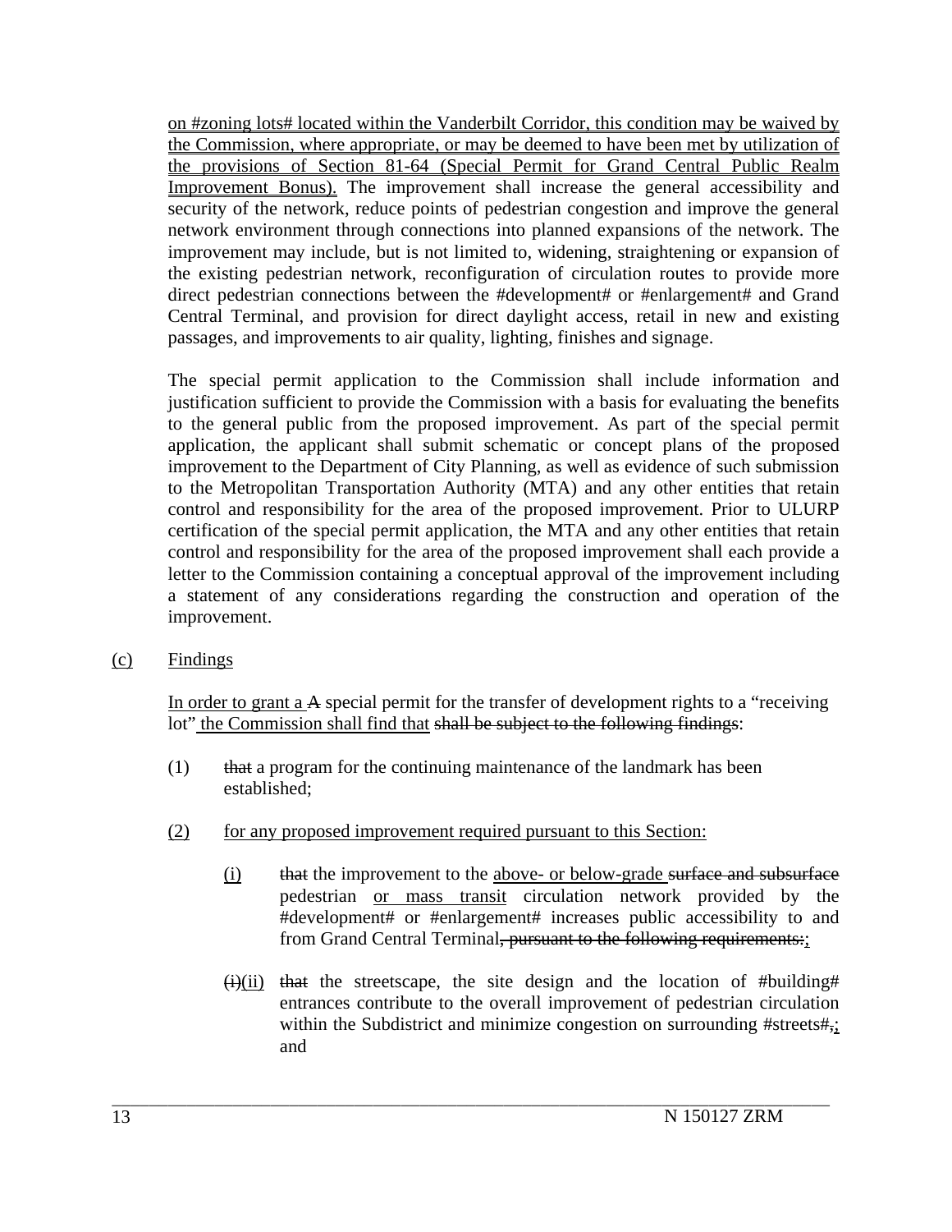on #zoning lots# located within the Vanderbilt Corridor, this condition may be waived by the Commission, where appropriate, or may be deemed to have been met by utilization of the provisions of Section 81-64 (Special Permit for Grand Central Public Realm Improvement Bonus). The improvement shall increase the general accessibility and security of the network, reduce points of pedestrian congestion and improve the general network environment through connections into planned expansions of the network. The improvement may include, but is not limited to, widening, straightening or expansion of the existing pedestrian network, reconfiguration of circulation routes to provide more direct pedestrian connections between the #development# or #enlargement# and Grand Central Terminal, and provision for direct daylight access, retail in new and existing passages, and improvements to air quality, lighting, finishes and signage.

The special permit application to the Commission shall include information and justification sufficient to provide the Commission with a basis for evaluating the benefits to the general public from the proposed improvement. As part of the special permit application, the applicant shall submit schematic or concept plans of the proposed improvement to the Department of City Planning, as well as evidence of such submission to the Metropolitan Transportation Authority (MTA) and any other entities that retain control and responsibility for the area of the proposed improvement. Prior to ULURP certification of the special permit application, the MTA and any other entities that retain control and responsibility for the area of the proposed improvement shall each provide a letter to the Commission containing a conceptual approval of the improvement including a statement of any considerations regarding the construction and operation of the improvement.

(c) Findings

In order to grant a ~~A~~ special permit for the transfer of development rights to a "receiving lot" the Commission shall find that ~~shall be subject to the following findings~~:

(1) ~~that~~ a program for the continuing maintenance of the landmark has been established;

(2) for any proposed improvement required pursuant to this Section:

(i) ~~that~~ the improvement to the above- or below-grade ~~surface and subsurface~~ pedestrian or mass transit circulation network provided by the #development# or #enlargement# increases public accessibility to and from Grand Central Terminal~~, pursuant to the following requirements:~~;

~~(i)~~(ii) ~~that~~ the streetscape, the site design and the location of #building# entrances contribute to the overall improvement of pedestrian circulation within the Subdistrict and minimize congestion on surrounding #streets#~~,~~; and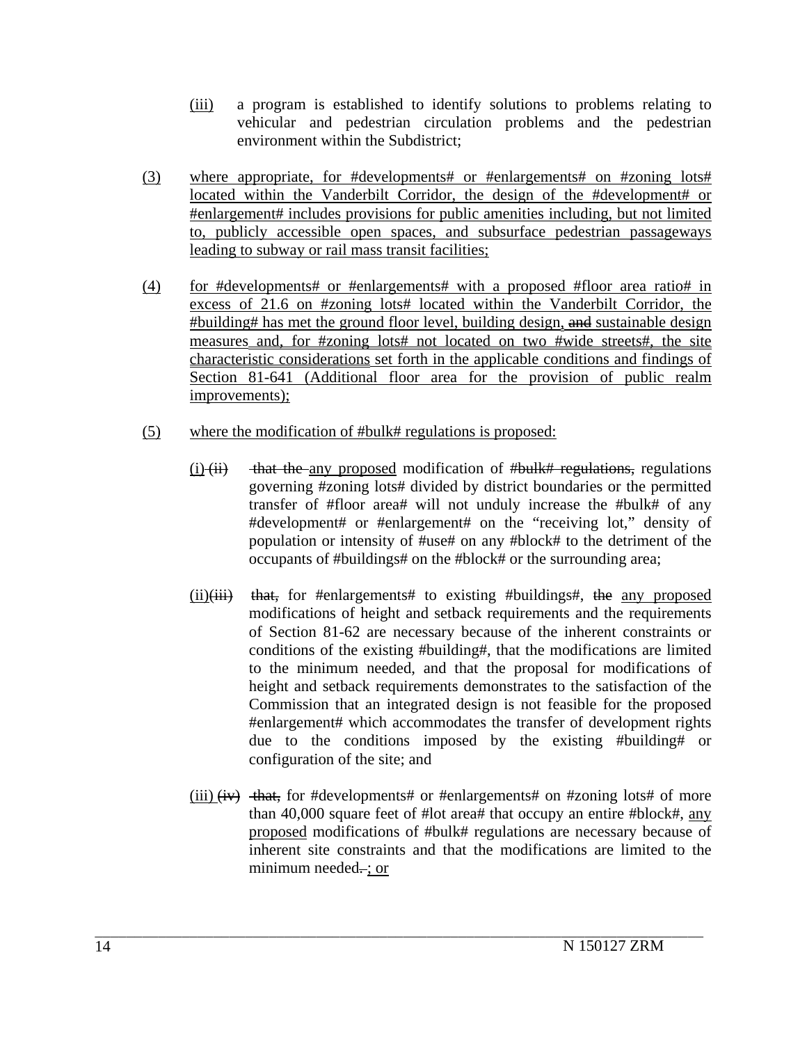(iii) a program is established to identify solutions to problems relating to vehicular and pedestrian circulation problems and the pedestrian environment within the Subdistrict;

(3) where appropriate, for #developments# or #enlargements# on #zoning lots# located within the Vanderbilt Corridor, the design of the #development# or #enlargement# includes provisions for public amenities including, but not limited to, publicly accessible open spaces, and subsurface pedestrian passageways leading to subway or rail mass transit facilities;

(4) for #developments# or #enlargements# with a proposed #floor area ratio# in excess of 21.6 on #zoning lots# located within the Vanderbilt Corridor, the #building# has met the ground floor level, building design, ~~and~~ sustainable design measures and, for #zoning lots# not located on two #wide streets#, the site characteristic considerations set forth in the applicable conditions and findings of Section 81-641 (Additional floor area for the provision of public realm improvements);

(5) where the modification of #bulk# regulations is proposed:

(i) ~~(ii)~~ ~~that the~~ any proposed modification of ~~#bulk# regulations,~~ regulations governing #zoning lots# divided by district boundaries or the permitted transfer of #floor area# will not unduly increase the #bulk# of any #development# or #enlargement# on the "receiving lot," density of population or intensity of #use# on any #block# to the detriment of the occupants of #buildings# on the #block# or the surrounding area;

(ii)~~(iii)~~ ~~that,~~ for #enlargements# to existing #buildings#, ~~the~~ any proposed modifications of height and setback requirements and the requirements of Section 81-62 are necessary because of the inherent constraints or conditions of the existing #building#, that the modifications are limited to the minimum needed, and that the proposal for modifications of height and setback requirements demonstrates to the satisfaction of the Commission that an integrated design is not feasible for the proposed #enlargement# which accommodates the transfer of development rights due to the conditions imposed by the existing #building# or configuration of the site; and

(iii) ~~(iv)~~ ~~that,~~ for #developments# or #enlargements# on #zoning lots# of more than 40,000 square feet of #lot area# that occupy an entire #block#, any proposed modifications of #bulk# regulations are necessary because of inherent site constraints and that the modifications are limited to the minimum needed~~.~~ ; or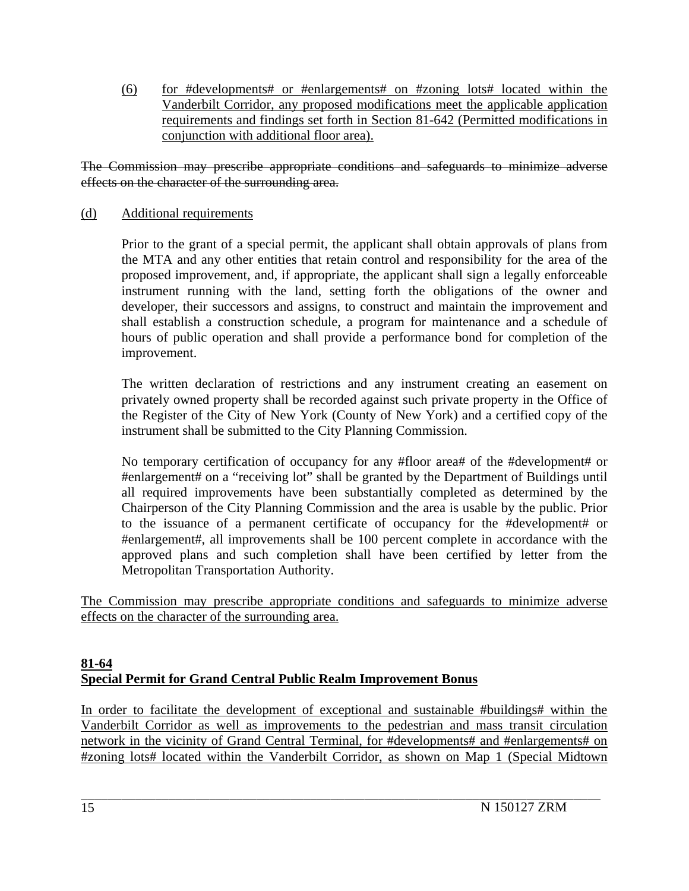(6) for #developments# or #enlargements# on #zoning lots# located within the Vanderbilt Corridor, any proposed modifications meet the applicable application requirements and findings set forth in Section 81-642 (Permitted modifications in conjunction with additional floor area).

~~The Commission may prescribe appropriate conditions and safeguards to minimize adverse effects on the character of the surrounding area.~~

(d) Additional requirements

Prior to the grant of a special permit, the applicant shall obtain approvals of plans from the MTA and any other entities that retain control and responsibility for the area of the proposed improvement, and, if appropriate, the applicant shall sign a legally enforceable instrument running with the land, setting forth the obligations of the owner and developer, their successors and assigns, to construct and maintain the improvement and shall establish a construction schedule, a program for maintenance and a schedule of hours of public operation and shall provide a performance bond for completion of the improvement.

The written declaration of restrictions and any instrument creating an easement on privately owned property shall be recorded against such private property in the Office of the Register of the City of New York (County of New York) and a certified copy of the instrument shall be submitted to the City Planning Commission.

No temporary certification of occupancy for any #floor area# of the #development# or #enlargement# on a "receiving lot" shall be granted by the Department of Buildings until all required improvements have been substantially completed as determined by the Chairperson of the City Planning Commission and the area is usable by the public. Prior to the issuance of a permanent certificate of occupancy for the #development# or #enlargement#, all improvements shall be 100 percent complete in accordance with the approved plans and such completion shall have been certified by letter from the Metropolitan Transportation Authority.

The Commission may prescribe appropriate conditions and safeguards to minimize adverse effects on the character of the surrounding area.

**81-64**
**Special Permit for Grand Central Public Realm Improvement Bonus**

In order to facilitate the development of exceptional and sustainable #buildings# within the Vanderbilt Corridor as well as improvements to the pedestrian and mass transit circulation network in the vicinity of Grand Central Terminal, for #developments# and #enlargements# on #zoning lots# located within the Vanderbilt Corridor, as shown on Map 1 (Special Midtown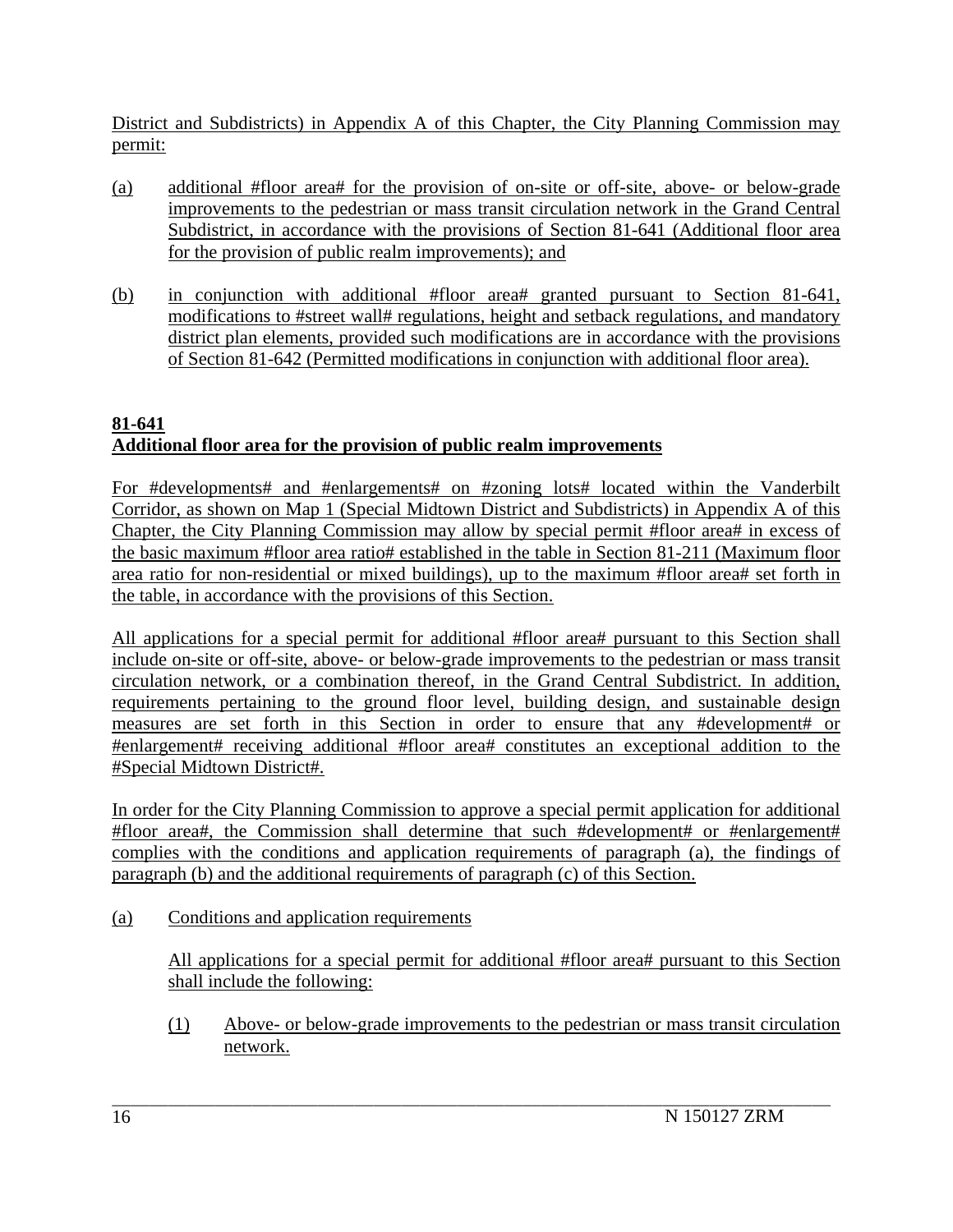District and Subdistricts) in Appendix A of this Chapter, the City Planning Commission may permit:

(a) additional #floor area# for the provision of on-site or off-site, above- or below-grade improvements to the pedestrian or mass transit circulation network in the Grand Central Subdistrict, in accordance with the provisions of Section 81-641 (Additional floor area for the provision of public realm improvements); and

(b) in conjunction with additional #floor area# granted pursuant to Section 81-641, modifications to #street wall# regulations, height and setback regulations, and mandatory district plan elements, provided such modifications are in accordance with the provisions of Section 81-642 (Permitted modifications in conjunction with additional floor area).

**81-641**
**Additional floor area for the provision of public realm improvements**

For #developments# and #enlargements# on #zoning lots# located within the Vanderbilt Corridor, as shown on Map 1 (Special Midtown District and Subdistricts) in Appendix A of this Chapter, the City Planning Commission may allow by special permit #floor area# in excess of the basic maximum #floor area ratio# established in the table in Section 81-211 (Maximum floor area ratio for non-residential or mixed buildings), up to the maximum #floor area# set forth in the table, in accordance with the provisions of this Section.

All applications for a special permit for additional #floor area# pursuant to this Section shall include on-site or off-site, above- or below-grade improvements to the pedestrian or mass transit circulation network, or a combination thereof, in the Grand Central Subdistrict. In addition, requirements pertaining to the ground floor level, building design, and sustainable design measures are set forth in this Section in order to ensure that any #development# or #enlargement# receiving additional #floor area# constitutes an exceptional addition to the #Special Midtown District#.

In order for the City Planning Commission to approve a special permit application for additional #floor area#, the Commission shall determine that such #development# or #enlargement# complies with the conditions and application requirements of paragraph (a), the findings of paragraph (b) and the additional requirements of paragraph (c) of this Section.

(a) Conditions and application requirements

All applications for a special permit for additional #floor area# pursuant to this Section shall include the following:

(1) Above- or below-grade improvements to the pedestrian or mass transit circulation network.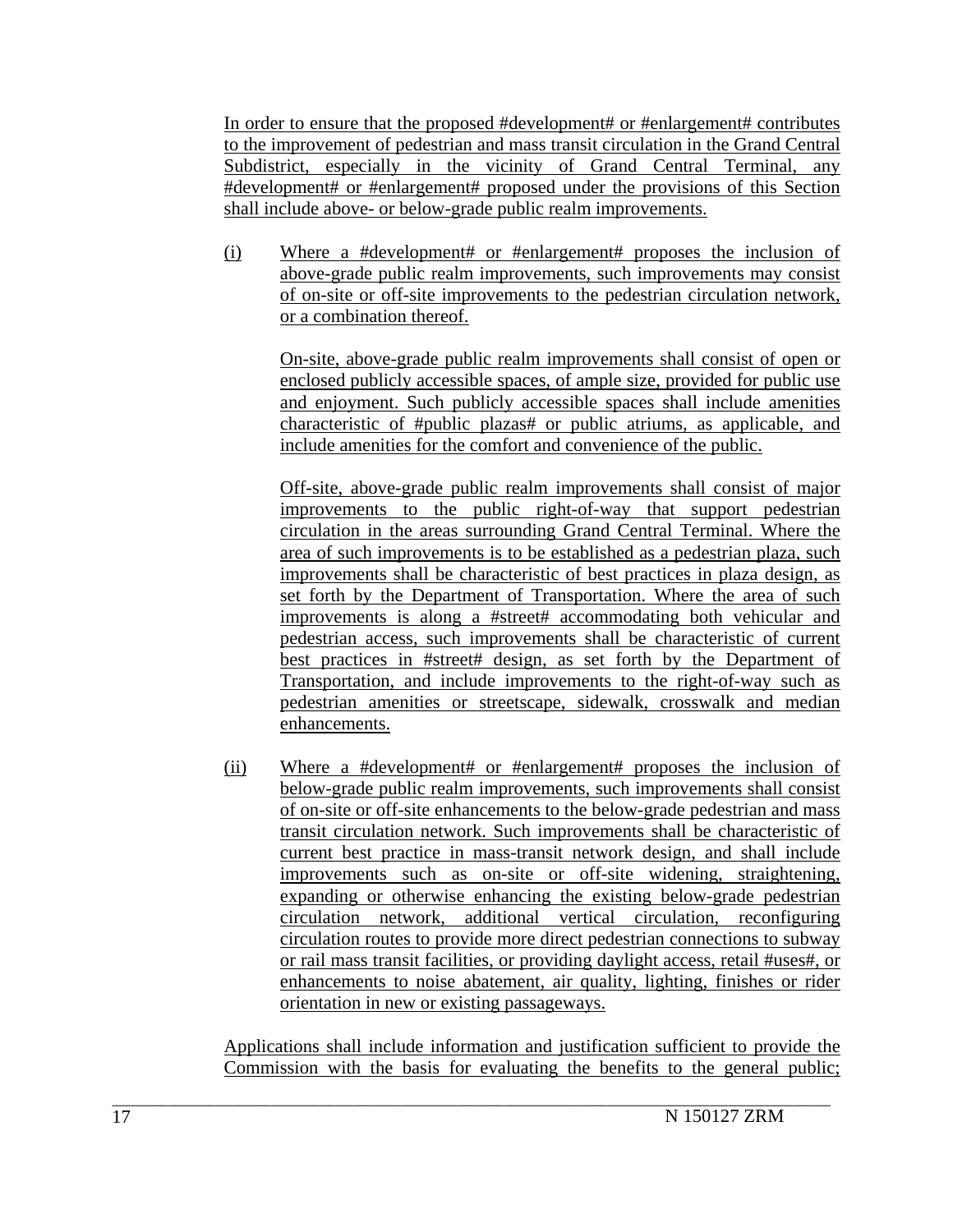In order to ensure that the proposed #development# or #enlargement# contributes to the improvement of pedestrian and mass transit circulation in the Grand Central Subdistrict, especially in the vicinity of Grand Central Terminal, any #development# or #enlargement# proposed under the provisions of this Section shall include above- or below-grade public realm improvements.

(i) Where a #development# or #enlargement# proposes the inclusion of above-grade public realm improvements, such improvements may consist of on-site or off-site improvements to the pedestrian circulation network, or a combination thereof.

On-site, above-grade public realm improvements shall consist of open or enclosed publicly accessible spaces, of ample size, provided for public use and enjoyment. Such publicly accessible spaces shall include amenities characteristic of #public plazas# or public atriums, as applicable, and include amenities for the comfort and convenience of the public.

Off-site, above-grade public realm improvements shall consist of major improvements to the public right-of-way that support pedestrian circulation in the areas surrounding Grand Central Terminal. Where the area of such improvements is to be established as a pedestrian plaza, such improvements shall be characteristic of best practices in plaza design, as set forth by the Department of Transportation. Where the area of such improvements is along a #street# accommodating both vehicular and pedestrian access, such improvements shall be characteristic of current best practices in #street# design, as set forth by the Department of Transportation, and include improvements to the right-of-way such as pedestrian amenities or streetscape, sidewalk, crosswalk and median enhancements.

(ii) Where a #development# or #enlargement# proposes the inclusion of below-grade public realm improvements, such improvements shall consist of on-site or off-site enhancements to the below-grade pedestrian and mass transit circulation network. Such improvements shall be characteristic of current best practice in mass-transit network design, and shall include improvements such as on-site or off-site widening, straightening, expanding or otherwise enhancing the existing below-grade pedestrian circulation network, additional vertical circulation, reconfiguring circulation routes to provide more direct pedestrian connections to subway or rail mass transit facilities, or providing daylight access, retail #uses#, or enhancements to noise abatement, air quality, lighting, finishes or rider orientation in new or existing passageways.

Applications shall include information and justification sufficient to provide the Commission with the basis for evaluating the benefits to the general public;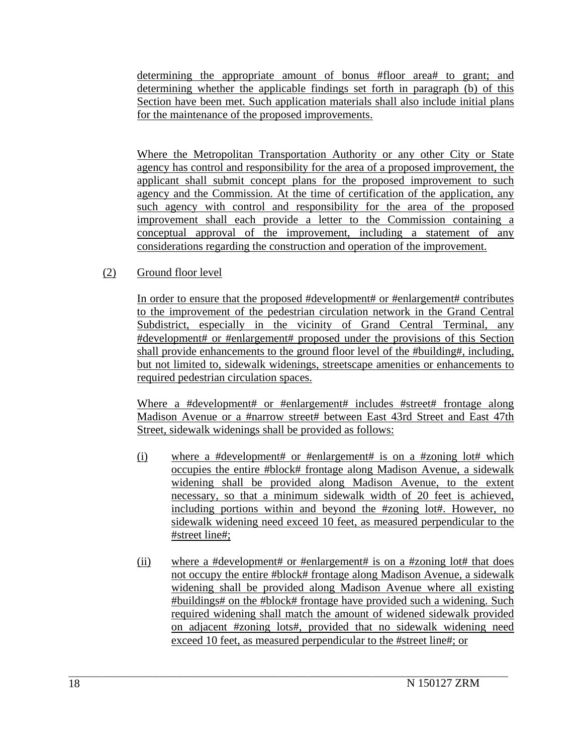determining the appropriate amount of bonus #floor area# to grant; and determining whether the applicable findings set forth in paragraph (b) of this Section have been met. Such application materials shall also include initial plans for the maintenance of the proposed improvements.

Where the Metropolitan Transportation Authority or any other City or State agency has control and responsibility for the area of a proposed improvement, the applicant shall submit concept plans for the proposed improvement to such agency and the Commission. At the time of certification of the application, any such agency with control and responsibility for the area of the proposed improvement shall each provide a letter to the Commission containing a conceptual approval of the improvement, including a statement of any considerations regarding the construction and operation of the improvement.

(2) Ground floor level

In order to ensure that the proposed #development# or #enlargement# contributes to the improvement of the pedestrian circulation network in the Grand Central Subdistrict, especially in the vicinity of Grand Central Terminal, any #development# or #enlargement# proposed under the provisions of this Section shall provide enhancements to the ground floor level of the #building#, including, but not limited to, sidewalk widenings, streetscape amenities or enhancements to required pedestrian circulation spaces.

Where a #development# or #enlargement# includes #street# frontage along Madison Avenue or a #narrow street# between East 43rd Street and East 47th Street, sidewalk widenings shall be provided as follows:

(i) where a #development# or #enlargement# is on a #zoning lot# which occupies the entire #block# frontage along Madison Avenue, a sidewalk widening shall be provided along Madison Avenue, to the extent necessary, so that a minimum sidewalk width of 20 feet is achieved, including portions within and beyond the #zoning lot#. However, no sidewalk widening need exceed 10 feet, as measured perpendicular to the #street line#;

(ii) where a #development# or #enlargement# is on a #zoning lot# that does not occupy the entire #block# frontage along Madison Avenue, a sidewalk widening shall be provided along Madison Avenue where all existing #buildings# on the #block# frontage have provided such a widening. Such required widening shall match the amount of widened sidewalk provided on adjacent #zoning lots#, provided that no sidewalk widening need exceed 10 feet, as measured perpendicular to the #street line#; or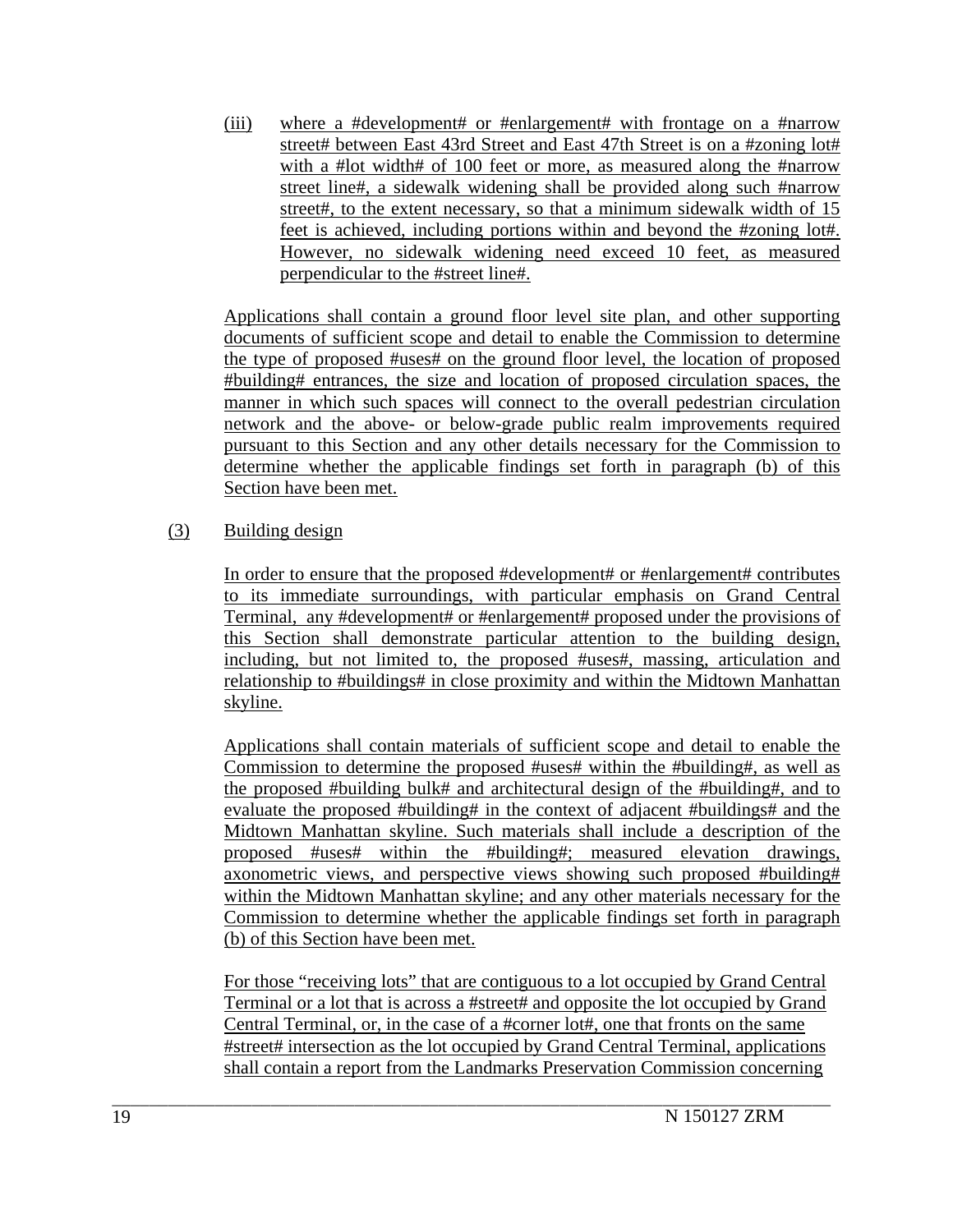(iii) where a #development# or #enlargement# with frontage on a #narrow street# between East 43rd Street and East 47th Street is on a #zoning lot# with a #lot width# of 100 feet or more, as measured along the #narrow street line#, a sidewalk widening shall be provided along such #narrow street#, to the extent necessary, so that a minimum sidewalk width of 15 feet is achieved, including portions within and beyond the #zoning lot#. However, no sidewalk widening need exceed 10 feet, as measured perpendicular to the #street line#.

Applications shall contain a ground floor level site plan, and other supporting documents of sufficient scope and detail to enable the Commission to determine the type of proposed #uses# on the ground floor level, the location of proposed #building# entrances, the size and location of proposed circulation spaces, the manner in which such spaces will connect to the overall pedestrian circulation network and the above- or below-grade public realm improvements required pursuant to this Section and any other details necessary for the Commission to determine whether the applicable findings set forth in paragraph (b) of this Section have been met.

(3) Building design

In order to ensure that the proposed #development# or #enlargement# contributes to its immediate surroundings, with particular emphasis on Grand Central Terminal, any #development# or #enlargement# proposed under the provisions of this Section shall demonstrate particular attention to the building design, including, but not limited to, the proposed #uses#, massing, articulation and relationship to #buildings# in close proximity and within the Midtown Manhattan skyline.

Applications shall contain materials of sufficient scope and detail to enable the Commission to determine the proposed #uses# within the #building#, as well as the proposed #building bulk# and architectural design of the #building#, and to evaluate the proposed #building# in the context of adjacent #buildings# and the Midtown Manhattan skyline. Such materials shall include a description of the proposed #uses# within the #building#; measured elevation drawings, axonometric views, and perspective views showing such proposed #building# within the Midtown Manhattan skyline; and any other materials necessary for the Commission to determine whether the applicable findings set forth in paragraph (b) of this Section have been met.

For those "receiving lots" that are contiguous to a lot occupied by Grand Central Terminal or a lot that is across a #street# and opposite the lot occupied by Grand Central Terminal, or, in the case of a #corner lot#, one that fronts on the same #street# intersection as the lot occupied by Grand Central Terminal, applications shall contain a report from the Landmarks Preservation Commission concerning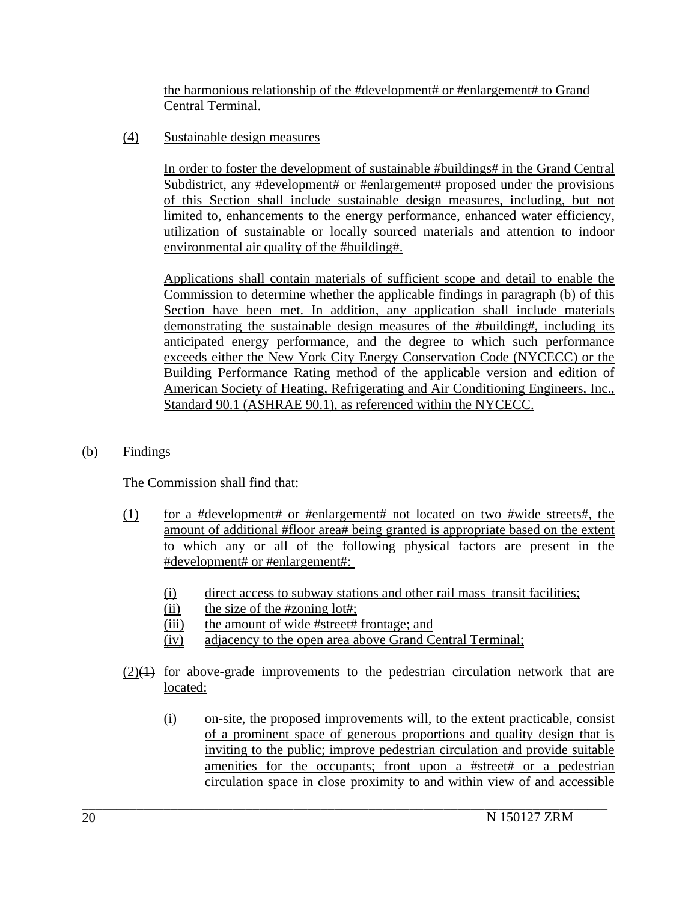the harmonious relationship of the #development# or #enlargement# to Grand Central Terminal.

(4) Sustainable design measures

In order to foster the development of sustainable #buildings# in the Grand Central Subdistrict, any #development# or #enlargement# proposed under the provisions of this Section shall include sustainable design measures, including, but not limited to, enhancements to the energy performance, enhanced water efficiency, utilization of sustainable or locally sourced materials and attention to indoor environmental air quality of the #building#.

Applications shall contain materials of sufficient scope and detail to enable the Commission to determine whether the applicable findings in paragraph (b) of this Section have been met. In addition, any application shall include materials demonstrating the sustainable design measures of the #building#, including its anticipated energy performance, and the degree to which such performance exceeds either the New York City Energy Conservation Code (NYCECC) or the Building Performance Rating method of the applicable version and edition of American Society of Heating, Refrigerating and Air Conditioning Engineers, Inc., Standard 90.1 (ASHRAE 90.1), as referenced within the NYCECC.

(b) Findings

The Commission shall find that:

(1) for a #development# or #enlargement# not located on two #wide streets#, the amount of additional #floor area# being granted is appropriate based on the extent to which any or all of the following physical factors are present in the #development# or #enlargement#:

(i) direct access to subway stations and other rail mass transit facilities;
(ii) the size of the #zoning lot#;
(iii) the amount of wide #street# frontage; and
(iv) adjacency to the open area above Grand Central Terminal;

(2)~~(1)~~ for above-grade improvements to the pedestrian circulation network that are located:

(i) on-site, the proposed improvements will, to the extent practicable, consist of a prominent space of generous proportions and quality design that is inviting to the public; improve pedestrian circulation and provide suitable amenities for the occupants; front upon a #street# or a pedestrian circulation space in close proximity to and within view of and accessible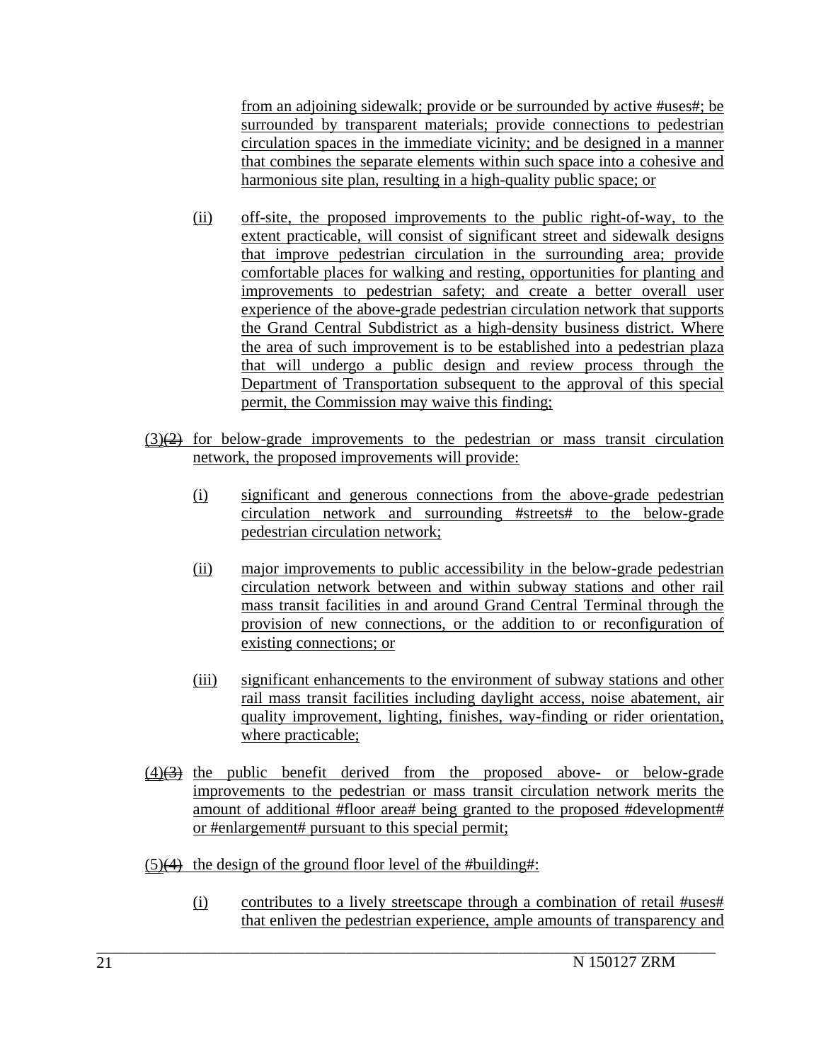from an adjoining sidewalk; provide or be surrounded by active #uses#; be surrounded by transparent materials; provide connections to pedestrian circulation spaces in the immediate vicinity; and be designed in a manner that combines the separate elements within such space into a cohesive and harmonious site plan, resulting in a high-quality public space; or

(ii) off-site, the proposed improvements to the public right-of-way, to the extent practicable, will consist of significant street and sidewalk designs that improve pedestrian circulation in the surrounding area; provide comfortable places for walking and resting, opportunities for planting and improvements to pedestrian safety; and create a better overall user experience of the above-grade pedestrian circulation network that supports the Grand Central Subdistrict as a high-density business district. Where the area of such improvement is to be established into a pedestrian plaza that will undergo a public design and review process through the Department of Transportation subsequent to the approval of this special permit, the Commission may waive this finding;

(3)~~(2)~~ for below-grade improvements to the pedestrian or mass transit circulation network, the proposed improvements will provide:

(i) significant and generous connections from the above-grade pedestrian circulation network and surrounding #streets# to the below-grade pedestrian circulation network;

(ii) major improvements to public accessibility in the below-grade pedestrian circulation network between and within subway stations and other rail mass transit facilities in and around Grand Central Terminal through the provision of new connections, or the addition to or reconfiguration of existing connections; or

(iii) significant enhancements to the environment of subway stations and other rail mass transit facilities including daylight access, noise abatement, air quality improvement, lighting, finishes, way-finding or rider orientation, where practicable;

(4)~~(3)~~ the public benefit derived from the proposed above- or below-grade improvements to the pedestrian or mass transit circulation network merits the amount of additional #floor area# being granted to the proposed #development# or #enlargement# pursuant to this special permit;

(5)~~(4)~~ the design of the ground floor level of the #building#:

(i) contributes to a lively streetscape through a combination of retail #uses# that enliven the pedestrian experience, ample amounts of transparency and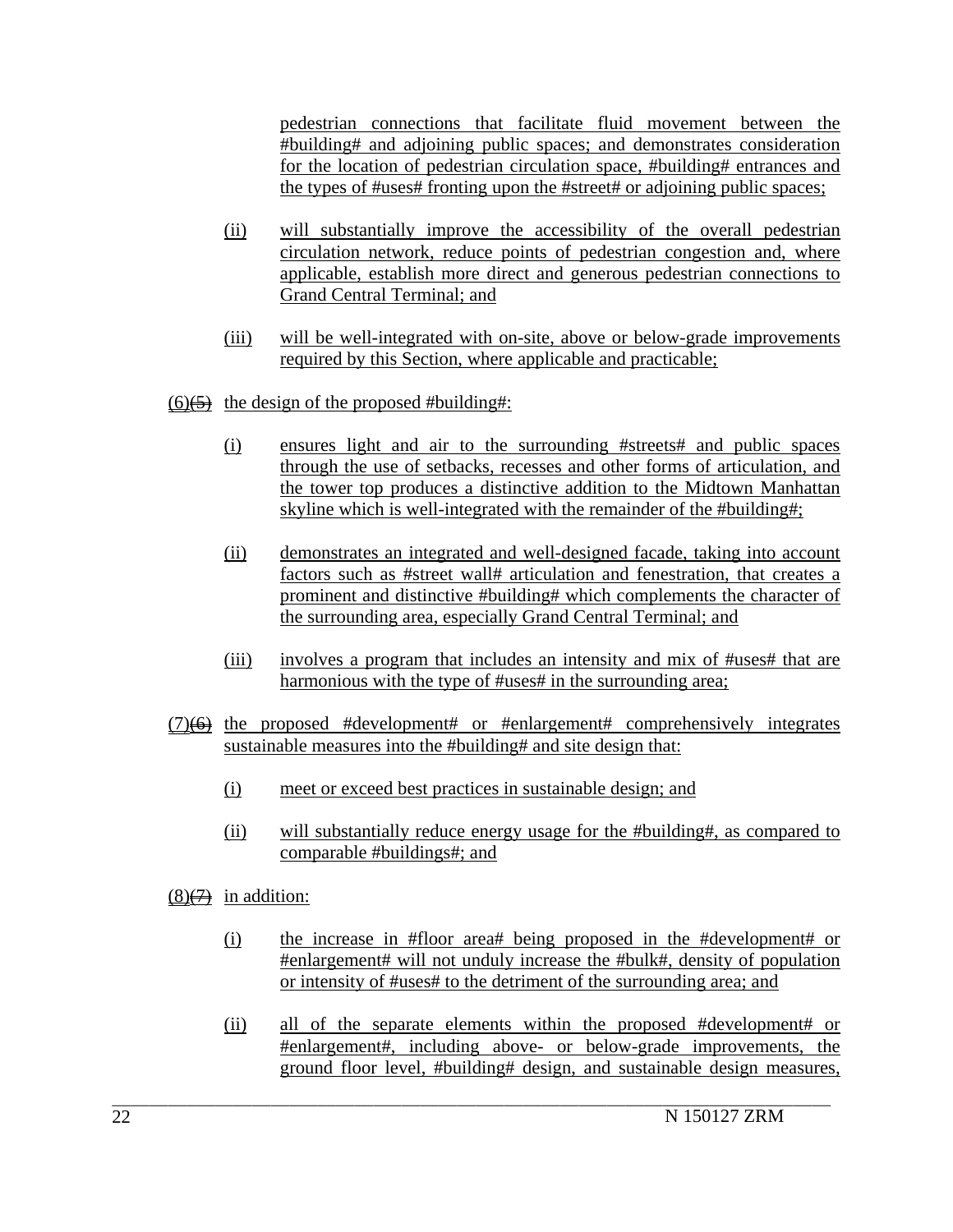pedestrian connections that facilitate fluid movement between the #building# and adjoining public spaces; and demonstrates consideration for the location of pedestrian circulation space, #building# entrances and the types of #uses# fronting upon the #street# or adjoining public spaces;

(ii) will substantially improve the accessibility of the overall pedestrian circulation network, reduce points of pedestrian congestion and, where applicable, establish more direct and generous pedestrian connections to Grand Central Terminal; and

(iii) will be well-integrated with on-site, above or below-grade improvements required by this Section, where applicable and practicable;

(6)~~(5)~~ the design of the proposed #building#:

(i) ensures light and air to the surrounding #streets# and public spaces through the use of setbacks, recesses and other forms of articulation, and the tower top produces a distinctive addition to the Midtown Manhattan skyline which is well-integrated with the remainder of the #building#;

(ii) demonstrates an integrated and well-designed facade, taking into account factors such as #street wall# articulation and fenestration, that creates a prominent and distinctive #building# which complements the character of the surrounding area, especially Grand Central Terminal; and

(iii) involves a program that includes an intensity and mix of #uses# that are harmonious with the type of #uses# in the surrounding area;

(7)~~(6)~~ the proposed #development# or #enlargement# comprehensively integrates sustainable measures into the #building# and site design that:

(i) meet or exceed best practices in sustainable design; and

(ii) will substantially reduce energy usage for the #building#, as compared to comparable #buildings#; and

(8)~~(7)~~ in addition:

(i) the increase in #floor area# being proposed in the #development# or #enlargement# will not unduly increase the #bulk#, density of population or intensity of #uses# to the detriment of the surrounding area; and

(ii) all of the separate elements within the proposed #development# or #enlargement#, including above- or below-grade improvements, the ground floor level, #building# design, and sustainable design measures,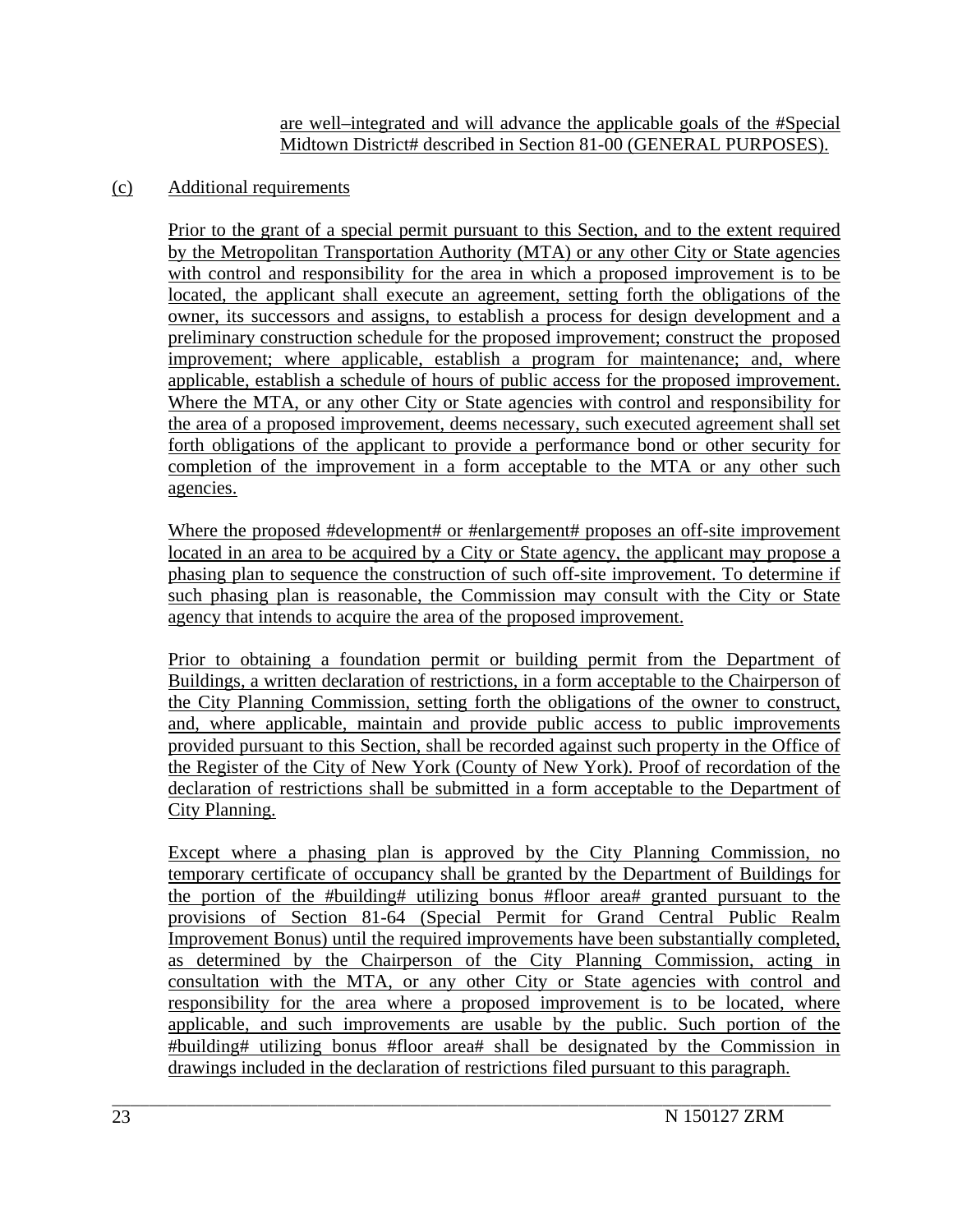are well–integrated and will advance the applicable goals of the #Special Midtown District# described in Section 81-00 (GENERAL PURPOSES).

(c) Additional requirements

Prior to the grant of a special permit pursuant to this Section, and to the extent required by the Metropolitan Transportation Authority (MTA) or any other City or State agencies with control and responsibility for the area in which a proposed improvement is to be located, the applicant shall execute an agreement, setting forth the obligations of the owner, its successors and assigns, to establish a process for design development and a preliminary construction schedule for the proposed improvement; construct the proposed improvement; where applicable, establish a program for maintenance; and, where applicable, establish a schedule of hours of public access for the proposed improvement. Where the MTA, or any other City or State agencies with control and responsibility for the area of a proposed improvement, deems necessary, such executed agreement shall set forth obligations of the applicant to provide a performance bond or other security for completion of the improvement in a form acceptable to the MTA or any other such agencies.

Where the proposed #development# or #enlargement# proposes an off-site improvement located in an area to be acquired by a City or State agency, the applicant may propose a phasing plan to sequence the construction of such off-site improvement. To determine if such phasing plan is reasonable, the Commission may consult with the City or State agency that intends to acquire the area of the proposed improvement.

Prior to obtaining a foundation permit or building permit from the Department of Buildings, a written declaration of restrictions, in a form acceptable to the Chairperson of the City Planning Commission, setting forth the obligations of the owner to construct, and, where applicable, maintain and provide public access to public improvements provided pursuant to this Section, shall be recorded against such property in the Office of the Register of the City of New York (County of New York). Proof of recordation of the declaration of restrictions shall be submitted in a form acceptable to the Department of City Planning.

Except where a phasing plan is approved by the City Planning Commission, no temporary certificate of occupancy shall be granted by the Department of Buildings for the portion of the #building# utilizing bonus #floor area# granted pursuant to the provisions of Section 81-64 (Special Permit for Grand Central Public Realm Improvement Bonus) until the required improvements have been substantially completed, as determined by the Chairperson of the City Planning Commission, acting in consultation with the MTA, or any other City or State agencies with control and responsibility for the area where a proposed improvement is to be located, where applicable, and such improvements are usable by the public. Such portion of the #building# utilizing bonus #floor area# shall be designated by the Commission in drawings included in the declaration of restrictions filed pursuant to this paragraph.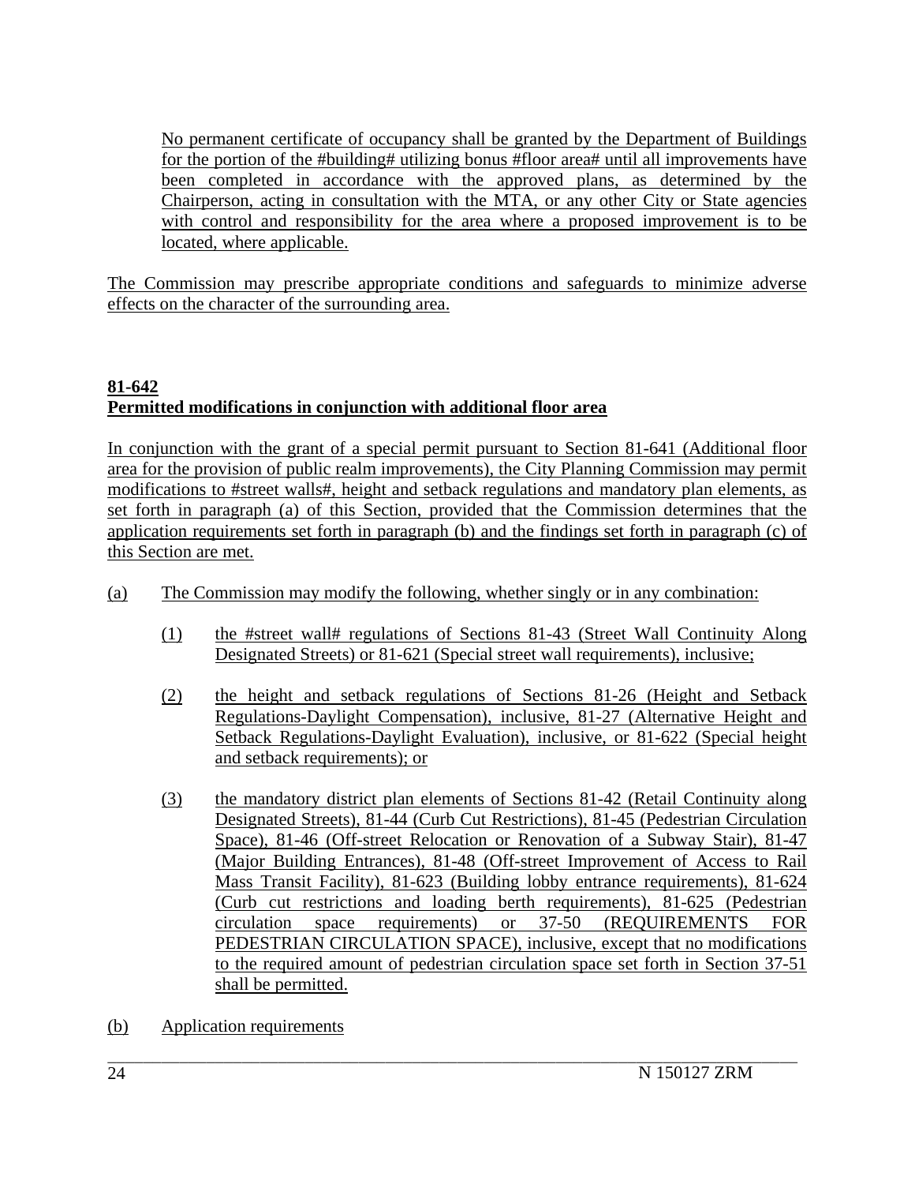No permanent certificate of occupancy shall be granted by the Department of Buildings for the portion of the #building# utilizing bonus #floor area# until all improvements have been completed in accordance with the approved plans, as determined by the Chairperson, acting in consultation with the MTA, or any other City or State agencies with control and responsibility for the area where a proposed improvement is to be located, where applicable.

The Commission may prescribe appropriate conditions and safeguards to minimize adverse effects on the character of the surrounding area.

**81-642**
**Permitted modifications in conjunction with additional floor area**

In conjunction with the grant of a special permit pursuant to Section 81-641 (Additional floor area for the provision of public realm improvements), the City Planning Commission may permit modifications to #street walls#, height and setback regulations and mandatory plan elements, as set forth in paragraph (a) of this Section, provided that the Commission determines that the application requirements set forth in paragraph (b) and the findings set forth in paragraph (c) of this Section are met.

(a) The Commission may modify the following, whether singly or in any combination:

(1) the #street wall# regulations of Sections 81-43 (Street Wall Continuity Along Designated Streets) or 81-621 (Special street wall requirements), inclusive;

(2) the height and setback regulations of Sections 81-26 (Height and Setback Regulations-Daylight Compensation), inclusive, 81-27 (Alternative Height and Setback Regulations-Daylight Evaluation), inclusive, or 81-622 (Special height and setback requirements); or

(3) the mandatory district plan elements of Sections 81-42 (Retail Continuity along Designated Streets), 81-44 (Curb Cut Restrictions), 81-45 (Pedestrian Circulation Space), 81-46 (Off-street Relocation or Renovation of a Subway Stair), 81-47 (Major Building Entrances), 81-48 (Off-street Improvement of Access to Rail Mass Transit Facility), 81-623 (Building lobby entrance requirements), 81-624 (Curb cut restrictions and loading berth requirements), 81-625 (Pedestrian circulation space requirements) or 37-50 (REQUIREMENTS FOR PEDESTRIAN CIRCULATION SPACE), inclusive, except that no modifications to the required amount of pedestrian circulation space set forth in Section 37-51 shall be permitted.

(b) Application requirements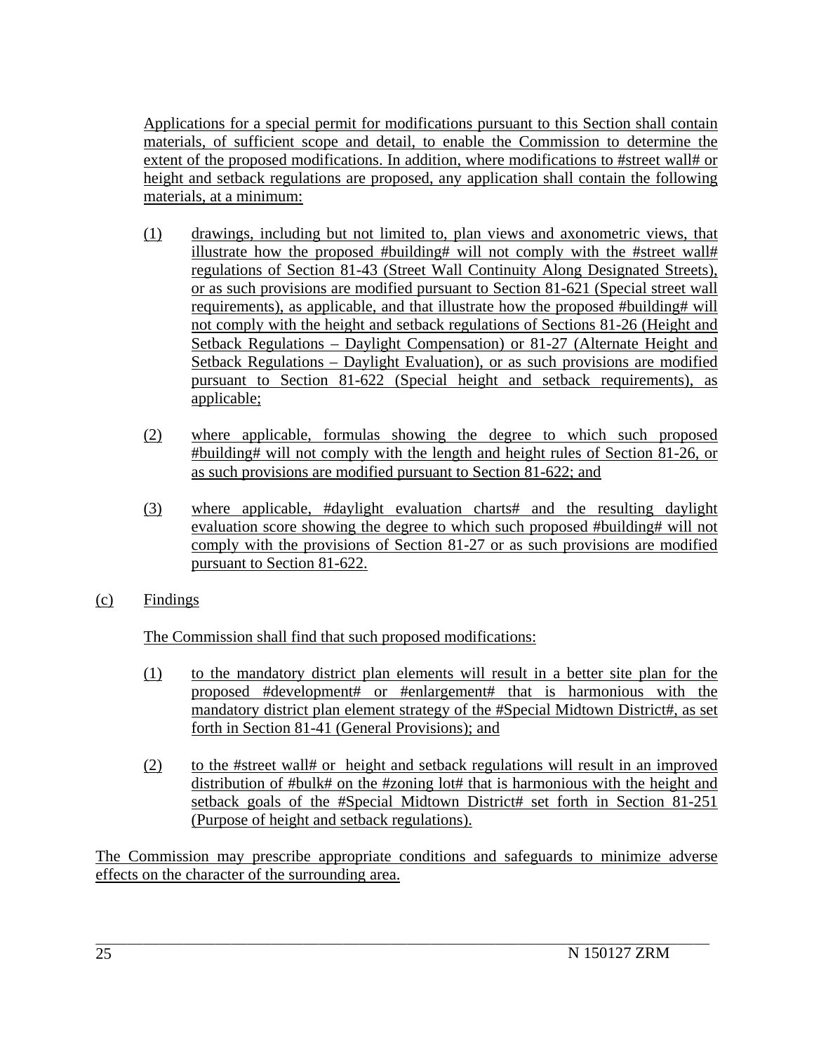Applications for a special permit for modifications pursuant to this Section shall contain materials, of sufficient scope and detail, to enable the Commission to determine the extent of the proposed modifications. In addition, where modifications to #street wall# or height and setback regulations are proposed, any application shall contain the following materials, at a minimum:

(1) drawings, including but not limited to, plan views and axonometric views, that illustrate how the proposed #building# will not comply with the #street wall# regulations of Section 81-43 (Street Wall Continuity Along Designated Streets), or as such provisions are modified pursuant to Section 81-621 (Special street wall requirements), as applicable, and that illustrate how the proposed #building# will not comply with the height and setback regulations of Sections 81-26 (Height and Setback Regulations – Daylight Compensation) or 81-27 (Alternate Height and Setback Regulations – Daylight Evaluation), or as such provisions are modified pursuant to Section 81-622 (Special height and setback requirements), as applicable;

(2) where applicable, formulas showing the degree to which such proposed #building# will not comply with the length and height rules of Section 81-26, or as such provisions are modified pursuant to Section 81-622; and

(3) where applicable, #daylight evaluation charts# and the resulting daylight evaluation score showing the degree to which such proposed #building# will not comply with the provisions of Section 81-27 or as such provisions are modified pursuant to Section 81-622.

(c) Findings

The Commission shall find that such proposed modifications:

(1) to the mandatory district plan elements will result in a better site plan for the proposed #development# or #enlargement# that is harmonious with the mandatory district plan element strategy of the #Special Midtown District#, as set forth in Section 81-41 (General Provisions); and

(2) to the #street wall# or height and setback regulations will result in an improved distribution of #bulk# on the #zoning lot# that is harmonious with the height and setback goals of the #Special Midtown District# set forth in Section 81-251 (Purpose of height and setback regulations).

The Commission may prescribe appropriate conditions and safeguards to minimize adverse effects on the character of the surrounding area.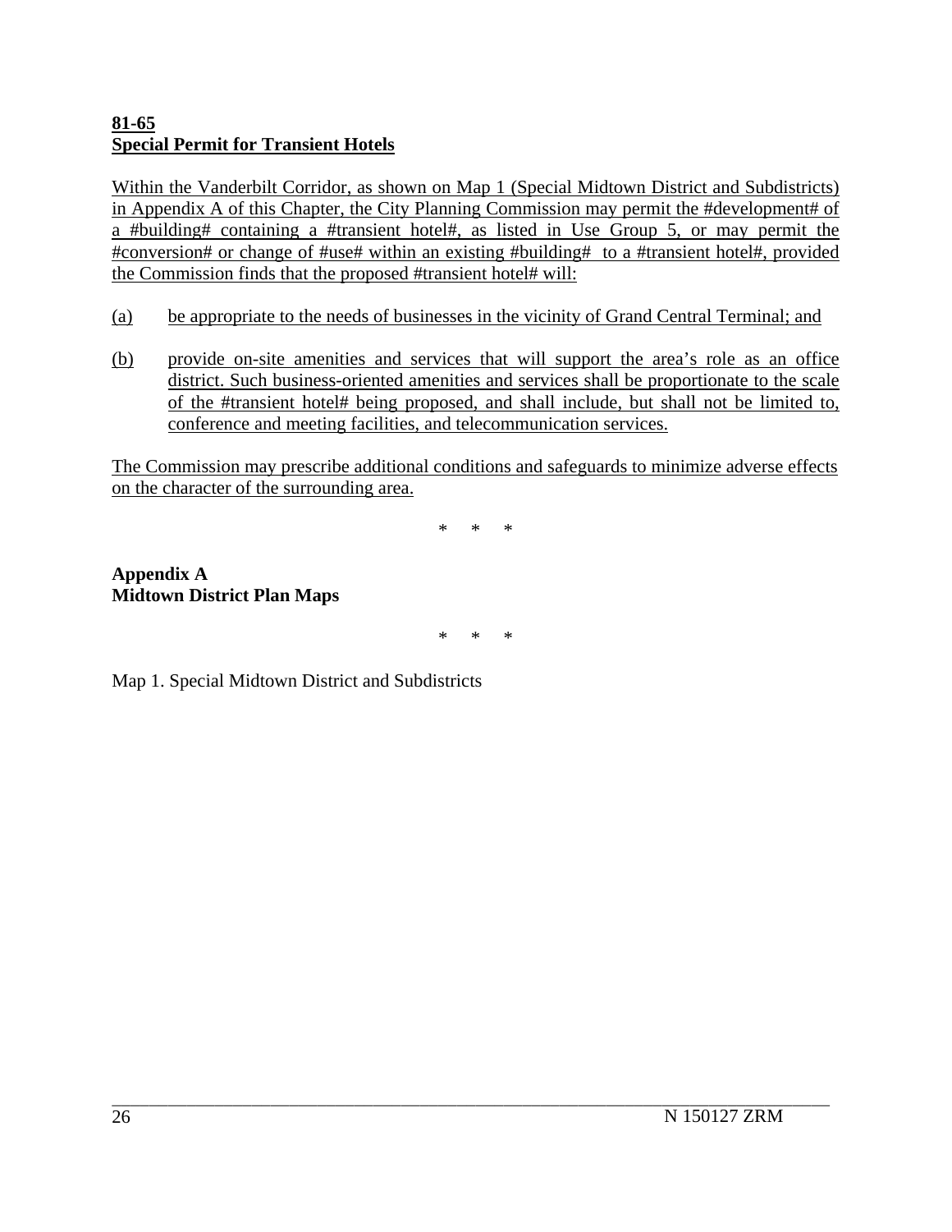**81-65**
**Special Permit for Transient Hotels**

Within the Vanderbilt Corridor, as shown on Map 1 (Special Midtown District and Subdistricts) in Appendix A of this Chapter, the City Planning Commission may permit the #development# of a #building# containing a #transient hotel#, as listed in Use Group 5, or may permit the #conversion# or change of #use# within an existing #building# to a #transient hotel#, provided the Commission finds that the proposed #transient hotel# will:

(a) be appropriate to the needs of businesses in the vicinity of Grand Central Terminal; and

(b) provide on-site amenities and services that will support the area's role as an office district. Such business-oriented amenities and services shall be proportionate to the scale of the #transient hotel# being proposed, and shall include, but shall not be limited to, conference and meeting facilities, and telecommunication services.

The Commission may prescribe additional conditions and safeguards to minimize adverse effects on the character of the surrounding area.

\* \* \*

**Appendix A**
**Midtown District Plan Maps**

\* \* \*

Map 1. Special Midtown District and Subdistricts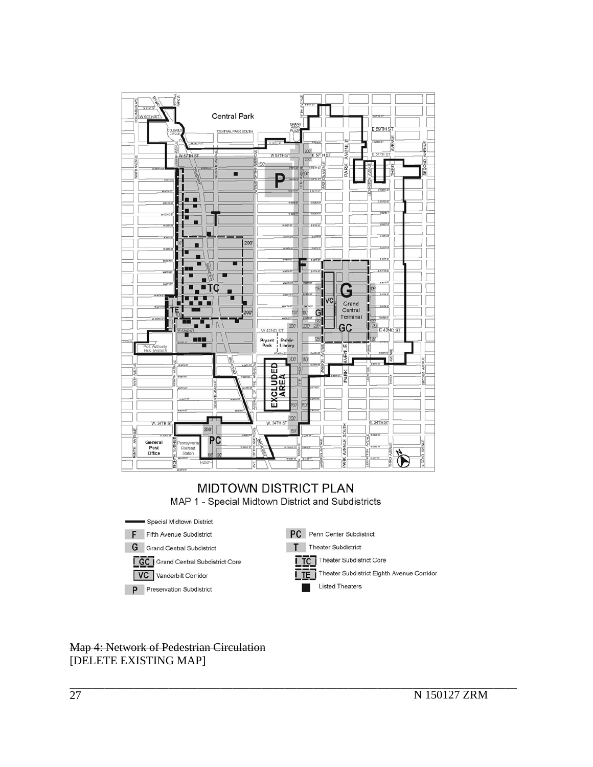MIDTOWN DISTRICT PLAN

MAP 1 - Special Midtown District and Subdistricts

- Special Midtown District
- F Fifth Avenue Subdistrict
- G Grand Central Subdistrict
- GC Grand Central Subdistrict Core
- VC Vanderbilt Corridor
- P Preservation Subdistrict
- PC Penn Center Subdistrict
- T Theater Subdistrict
- TC Theater Subdistrict Core
- TE Theater Subdistrict Eighth Avenue Corridor
- Listed Theaters

~~Map 4: Network of Pedestrian Circulation~~

[DELETE EXISTING MAP]